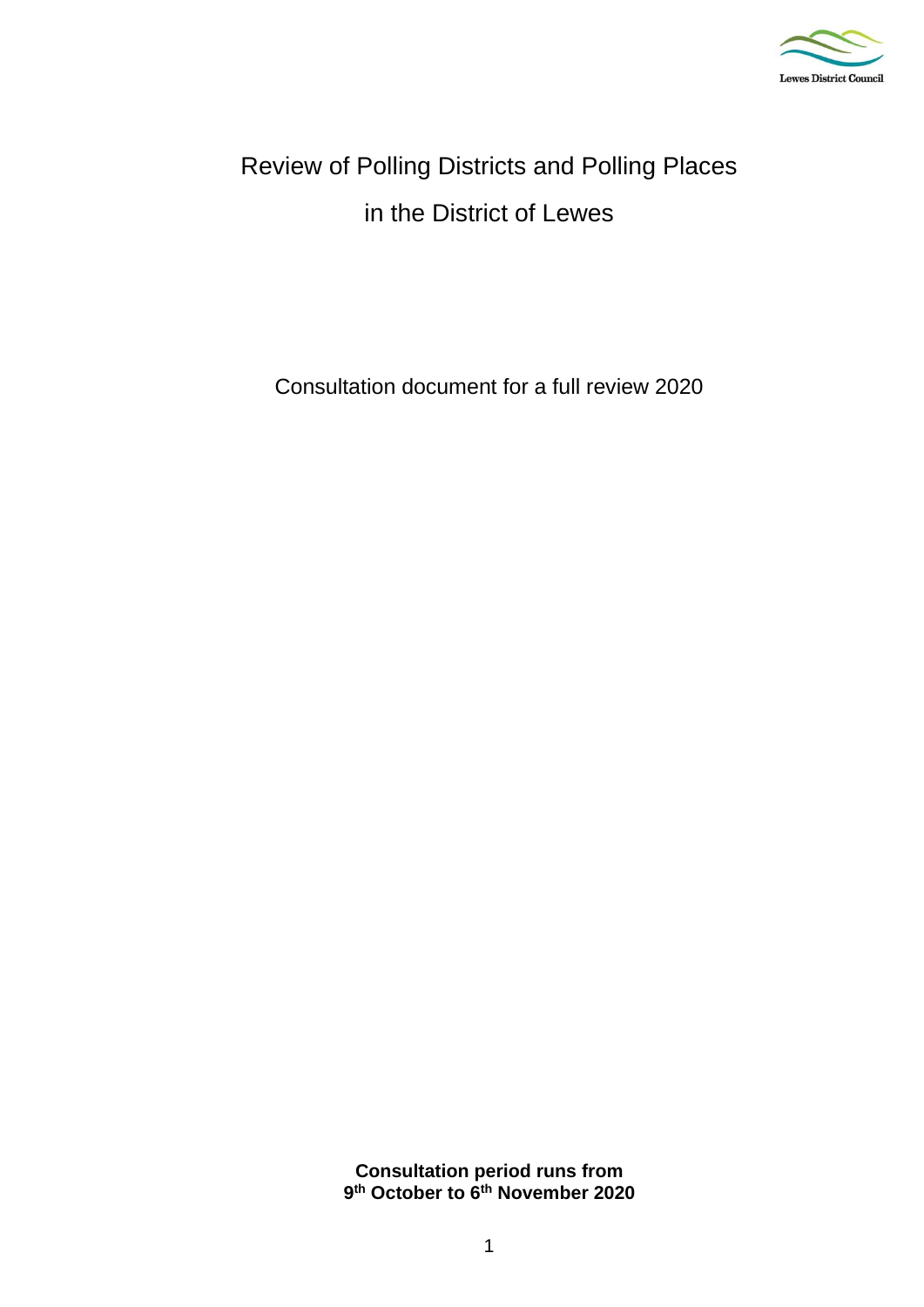# Review of Polling Districts and Polling Places in the District of Lewes

Consultation document for a full review 2020

**Consultation period runs from 9th October to 6th November 2020**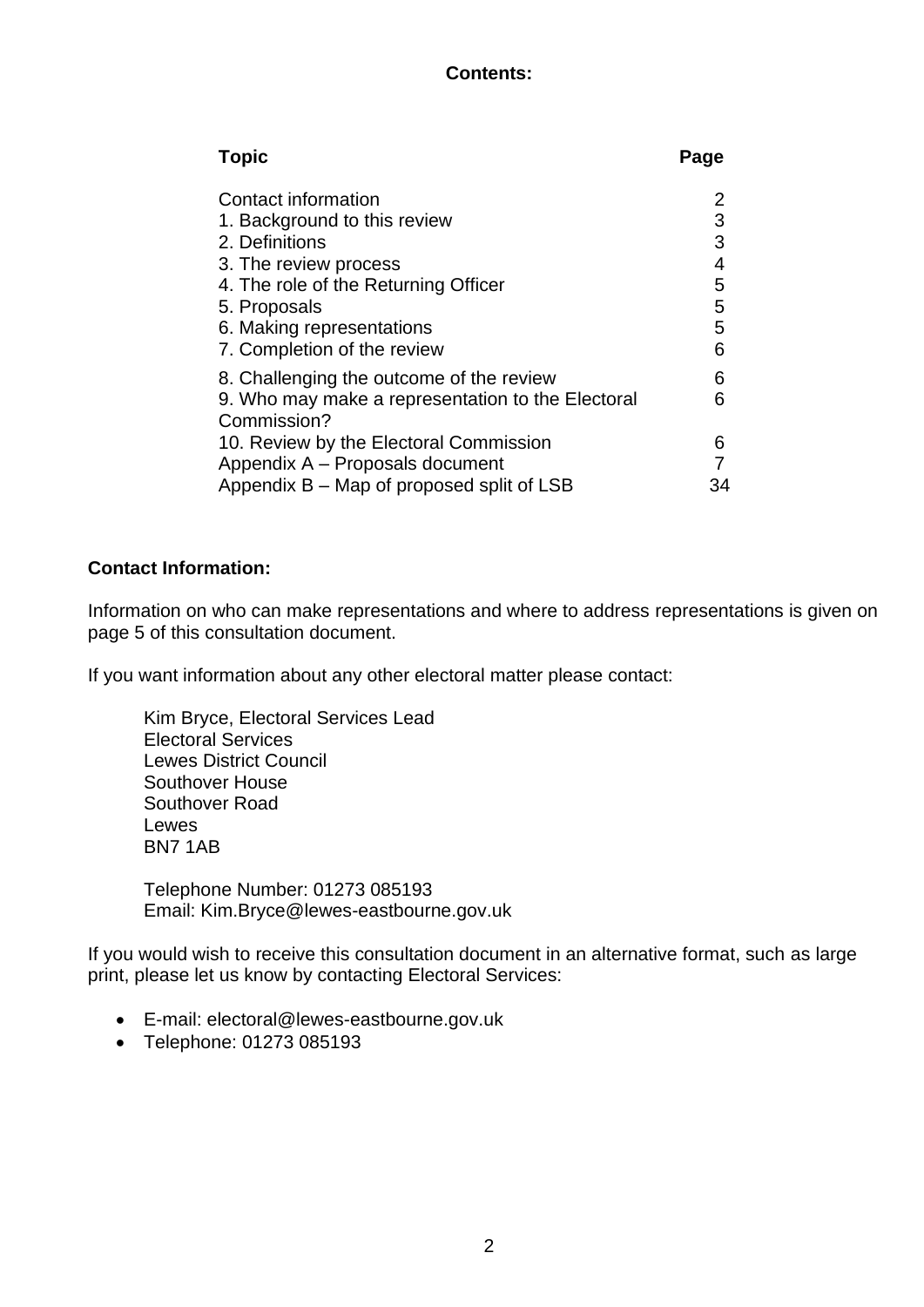**Contents:**

| Topic | Page |
|---|---|
| Contact information | 2 |
| 1. Background to this review | 3 |
| 2. Definitions | 3 |
| 3. The review process | 4 |
| 4. The role of the Returning Officer | 5 |
| 5. Proposals | 5 |
| 6. Making representations | 5 |
| 7. Completion of the review | 6 |
| 8. Challenging the outcome of the review | 6 |
| 9. Who may make a representation to the Electoral Commission? | 6 |
| 10. Review by the Electoral Commission | 6 |
| Appendix A – Proposals document | 7 |
| Appendix B – Map of proposed split of LSB | 34 |

**Contact Information:**

Information on who can make representations and where to address representations is given on page 5 of this consultation document.

If you want information about any other electoral matter please contact:

Kim Bryce, Electoral Services Lead
Electoral Services
Lewes District Council
Southover House
Southover Road
Lewes
BN7 1AB

Telephone Number: 01273 085193
Email: Kim.Bryce@lewes-eastbourne.gov.uk

If you would wish to receive this consultation document in an alternative format, such as large print, please let us know by contacting Electoral Services:

- E-mail: electoral@lewes-eastbourne.gov.uk
- Telephone: 01273 085193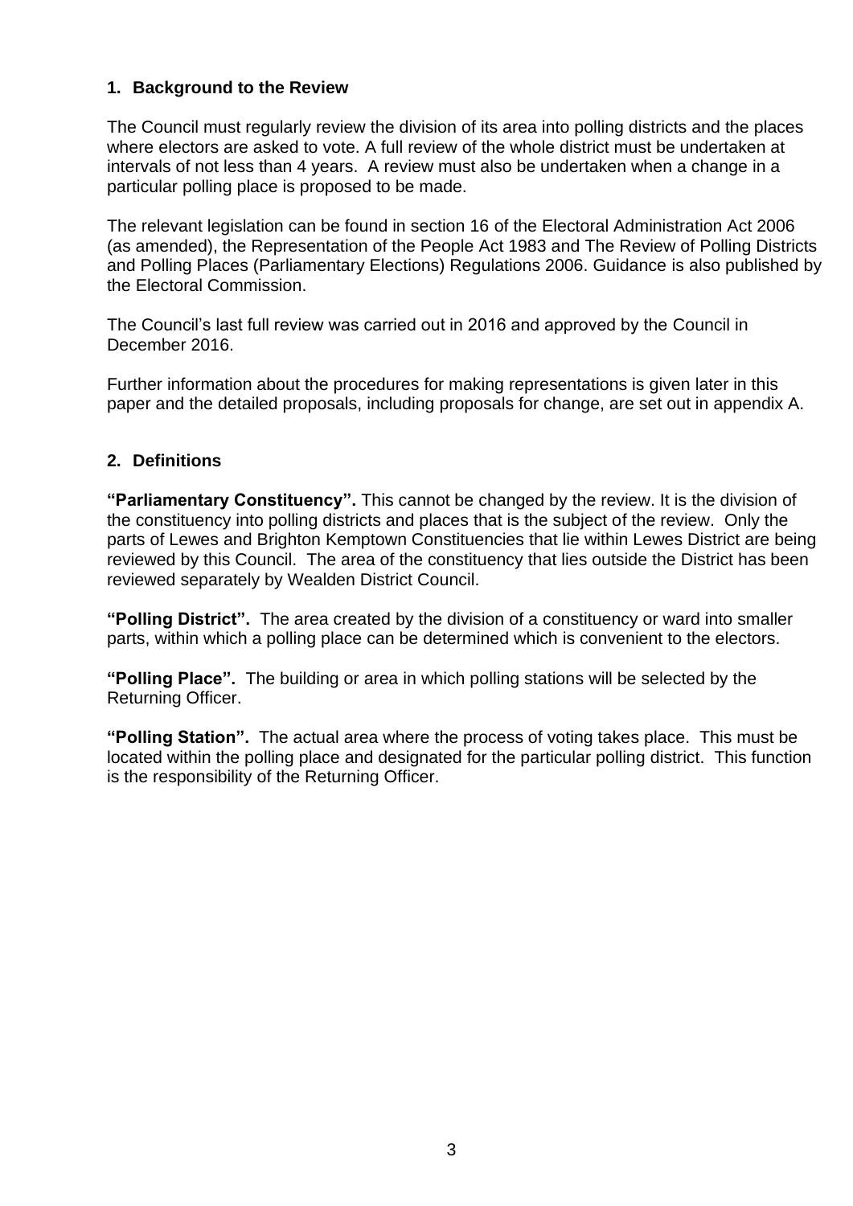## 1. Background to the Review

The Council must regularly review the division of its area into polling districts and the places where electors are asked to vote. A full review of the whole district must be undertaken at intervals of not less than 4 years. A review must also be undertaken when a change in a particular polling place is proposed to be made.

The relevant legislation can be found in section 16 of the Electoral Administration Act 2006 (as amended), the Representation of the People Act 1983 and The Review of Polling Districts and Polling Places (Parliamentary Elections) Regulations 2006. Guidance is also published by the Electoral Commission.

The Council's last full review was carried out in 2016 and approved by the Council in December 2016.

Further information about the procedures for making representations is given later in this paper and the detailed proposals, including proposals for change, are set out in appendix A.

## 2. Definitions

**"Parliamentary Constituency".** This cannot be changed by the review. It is the division of the constituency into polling districts and places that is the subject of the review. Only the parts of Lewes and Brighton Kemptown Constituencies that lie within Lewes District are being reviewed by this Council. The area of the constituency that lies outside the District has been reviewed separately by Wealden District Council.

**"Polling District".** The area created by the division of a constituency or ward into smaller parts, within which a polling place can be determined which is convenient to the electors.

**"Polling Place".** The building or area in which polling stations will be selected by the Returning Officer.

**"Polling Station".** The actual area where the process of voting takes place. This must be located within the polling place and designated for the particular polling district. This function is the responsibility of the Returning Officer.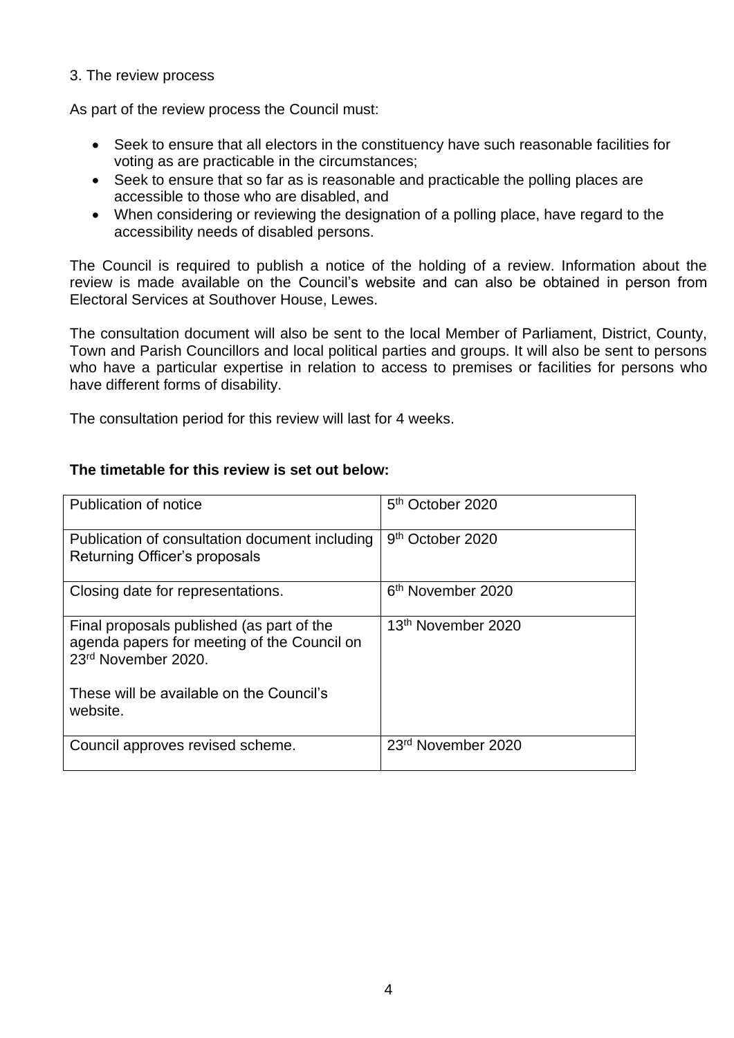## 3. The review process

As part of the review process the Council must:

- Seek to ensure that all electors in the constituency have such reasonable facilities for voting as are practicable in the circumstances;
- Seek to ensure that so far as is reasonable and practicable the polling places are accessible to those who are disabled, and
- When considering or reviewing the designation of a polling place, have regard to the accessibility needs of disabled persons.

The Council is required to publish a notice of the holding of a review. Information about the review is made available on the Council's website and can also be obtained in person from Electoral Services at Southover House, Lewes.

The consultation document will also be sent to the local Member of Parliament, District, County, Town and Parish Councillors and local political parties and groups. It will also be sent to persons who have a particular expertise in relation to access to premises or facilities for persons who have different forms of disability.

The consultation period for this review will last for 4 weeks.

**The timetable for this review is set out below:**

| Stage | Date |
|---|---|
| Publication of notice | 5th October 2020 |
| Publication of consultation document including Returning Officer's proposals | 9th October 2020 |
| Closing date for representations. | 6th November 2020 |
| Final proposals published (as part of the agenda papers for meeting of the Council on 23rd November 2020. These will be available on the Council's website. | 13th November 2020 |
| Council approves revised scheme. | 23rd November 2020 |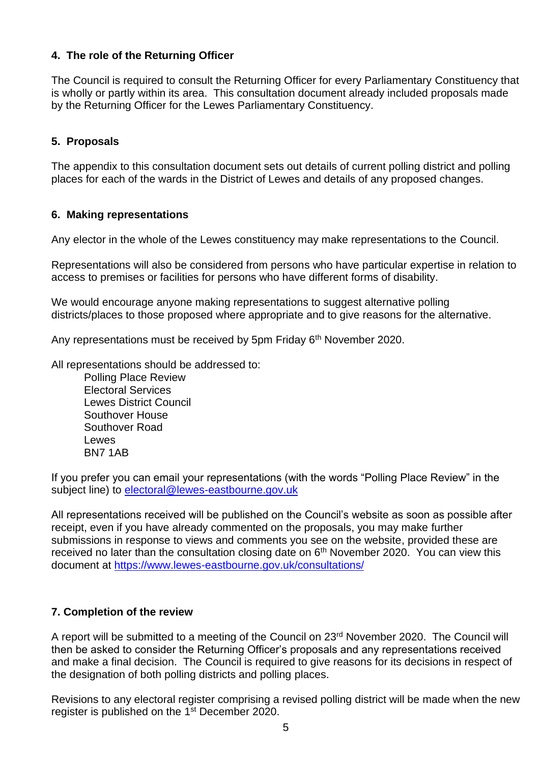## 4. The role of the Returning Officer

The Council is required to consult the Returning Officer for every Parliamentary Constituency that is wholly or partly within its area. This consultation document already included proposals made by the Returning Officer for the Lewes Parliamentary Constituency.

## 5. Proposals

The appendix to this consultation document sets out details of current polling district and polling places for each of the wards in the District of Lewes and details of any proposed changes.

## 6. Making representations

Any elector in the whole of the Lewes constituency may make representations to the Council.

Representations will also be considered from persons who have particular expertise in relation to access to premises or facilities for persons who have different forms of disability.

We would encourage anyone making representations to suggest alternative polling districts/places to those proposed where appropriate and to give reasons for the alternative.

Any representations must be received by 5pm Friday 6th November 2020.

All representations should be addressed to:

Polling Place Review
Electoral Services
Lewes District Council
Southover House
Southover Road
Lewes
BN7 1AB

If you prefer you can email your representations (with the words "Polling Place Review" in the subject line) to electoral@lewes-eastbourne.gov.uk

All representations received will be published on the Council's website as soon as possible after receipt, even if you have already commented on the proposals, you may make further submissions in response to views and comments you see on the website, provided these are received no later than the consultation closing date on 6th November 2020. You can view this document at https://www.lewes-eastbourne.gov.uk/consultations/

## 7. Completion of the review

A report will be submitted to a meeting of the Council on 23rd November 2020. The Council will then be asked to consider the Returning Officer's proposals and any representations received and make a final decision. The Council is required to give reasons for its decisions in respect of the designation of both polling districts and polling places.

Revisions to any electoral register comprising a revised polling district will be made when the new register is published on the 1st December 2020.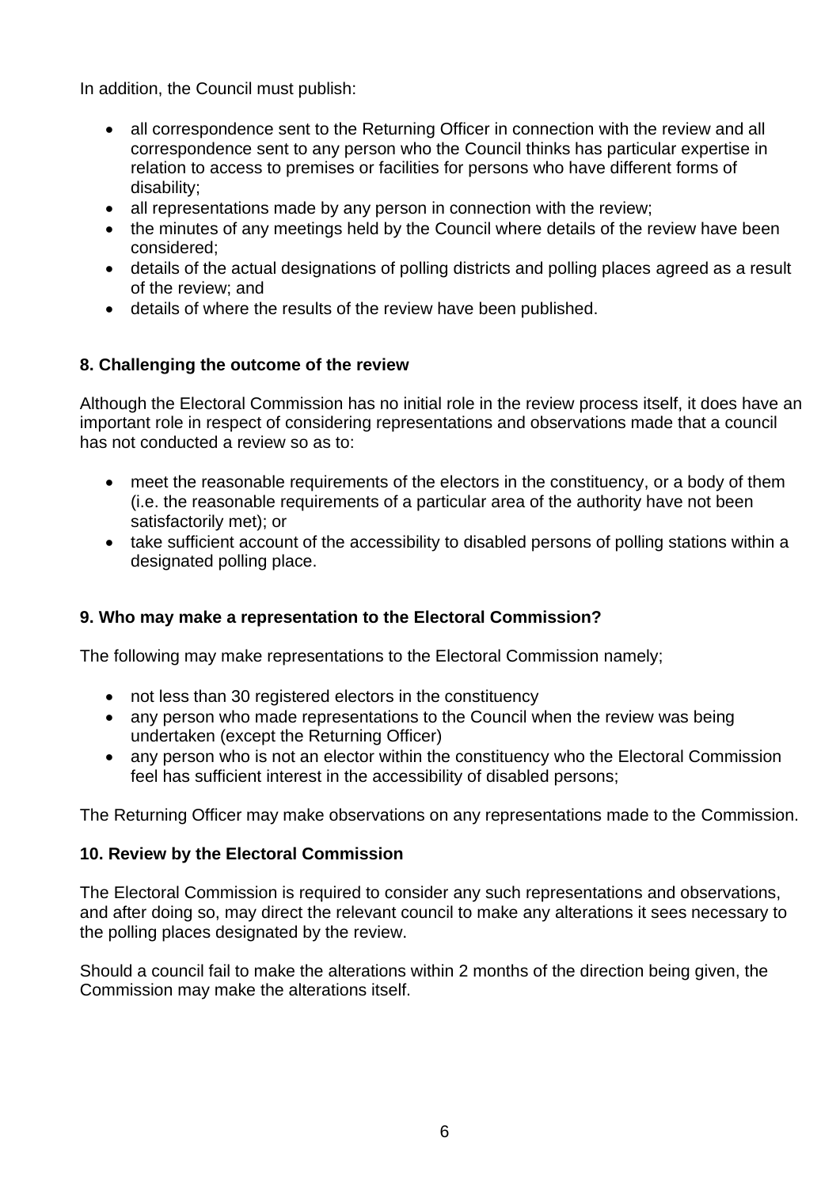In addition, the Council must publish:

- all correspondence sent to the Returning Officer in connection with the review and all correspondence sent to any person who the Council thinks has particular expertise in relation to access to premises or facilities for persons who have different forms of disability;
- all representations made by any person in connection with the review;
- the minutes of any meetings held by the Council where details of the review have been considered;
- details of the actual designations of polling districts and polling places agreed as a result of the review; and
- details of where the results of the review have been published.

## 8. Challenging the outcome of the review

Although the Electoral Commission has no initial role in the review process itself, it does have an important role in respect of considering representations and observations made that a council has not conducted a review so as to:

- meet the reasonable requirements of the electors in the constituency, or a body of them (i.e. the reasonable requirements of a particular area of the authority have not been satisfactorily met); or
- take sufficient account of the accessibility to disabled persons of polling stations within a designated polling place.

## 9. Who may make a representation to the Electoral Commission?

The following may make representations to the Electoral Commission namely;

- not less than 30 registered electors in the constituency
- any person who made representations to the Council when the review was being undertaken (except the Returning Officer)
- any person who is not an elector within the constituency who the Electoral Commission feel has sufficient interest in the accessibility of disabled persons;

The Returning Officer may make observations on any representations made to the Commission.

## 10. Review by the Electoral Commission

The Electoral Commission is required to consider any such representations and observations, and after doing so, may direct the relevant council to make any alterations it sees necessary to the polling places designated by the review.

Should a council fail to make the alterations within 2 months of the direction being given, the Commission may make the alterations itself.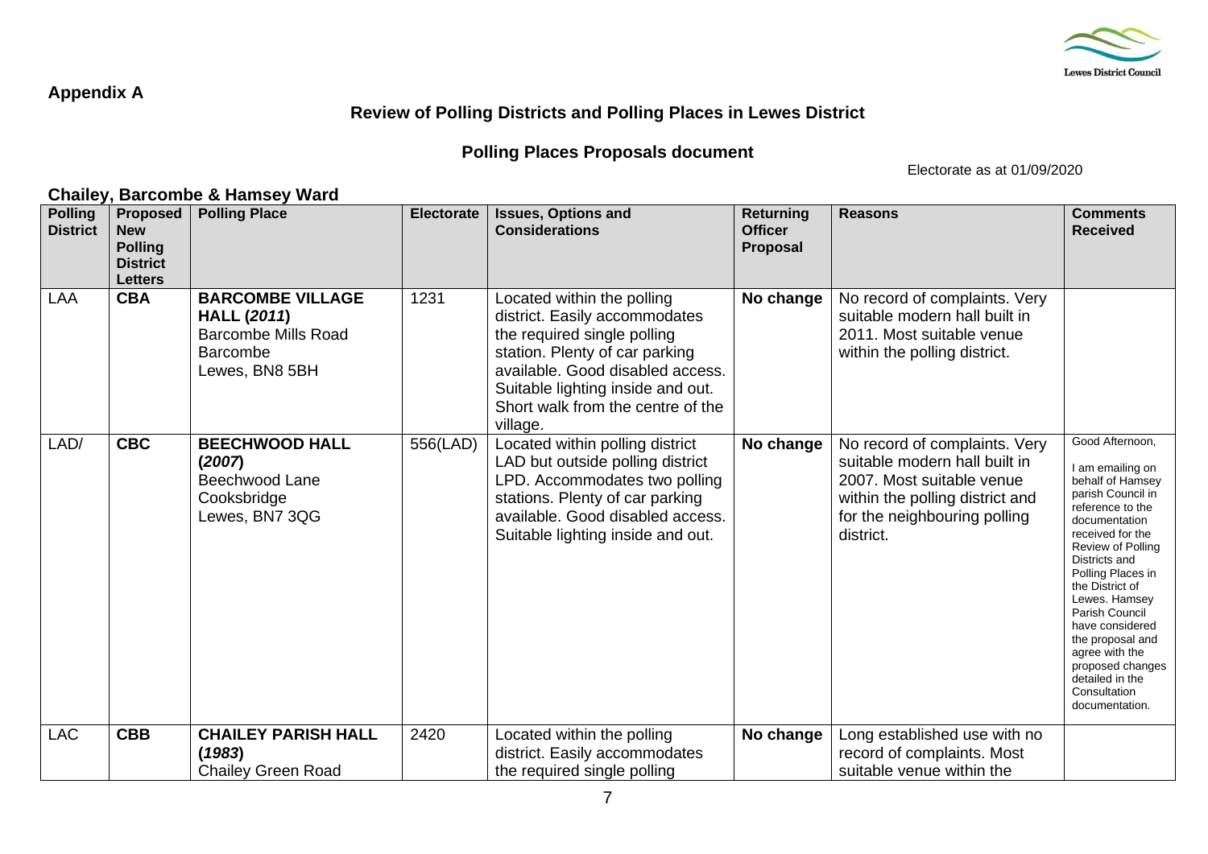## Appendix A

### Review of Polling Districts and Polling Places in Lewes District

### Polling Places Proposals document

Electorate as at 01/09/2020

#### Chailey, Barcombe & Hamsey Ward

| Polling District | Proposed New Polling District Letters | Polling Place | Electorate | Issues, Options and Considerations | Returning Officer Proposal | Reasons | Comments Received |
|---|---|---|---|---|---|---|---|
| LAA | **CBA** | **BARCOMBE VILLAGE HALL (*2011*)** Barcombe Mills Road Barcombe Lewes, BN8 5BH | 1231 | Located within the polling district. Easily accommodates the required single polling station. Plenty of car parking available. Good disabled access. Suitable lighting inside and out. Short walk from the centre of the village. | **No change** | No record of complaints. Very suitable modern hall built in 2011. Most suitable venue within the polling district. | |
| LAD/ | **CBC** | **BEECHWOOD HALL (*2007*)** Beechwood Lane Cooksbridge Lewes, BN7 3QG | 556(LAD) | Located within polling district LAD but outside polling district LPD. Accommodates two polling stations. Plenty of car parking available. Good disabled access. Suitable lighting inside and out. | **No change** | No record of complaints. Very suitable modern hall built in 2007. Most suitable venue within the polling district and for the neighbouring polling district. | Good Afternoon, I am emailing on behalf of Hamsey parish Council in reference to the documentation received for the Review of Polling Districts and Polling Places in the District of Lewes. Hamsey Parish Council have considered the proposal and agree with the proposed changes detailed in the Consultation documentation. |
| LAC | **CBB** | **CHAILEY PARISH HALL (*1983*)** Chailey Green Road | 2420 | Located within the polling district. Easily accommodates the required single polling | **No change** | Long established use with no record of complaints. Most suitable venue within the | |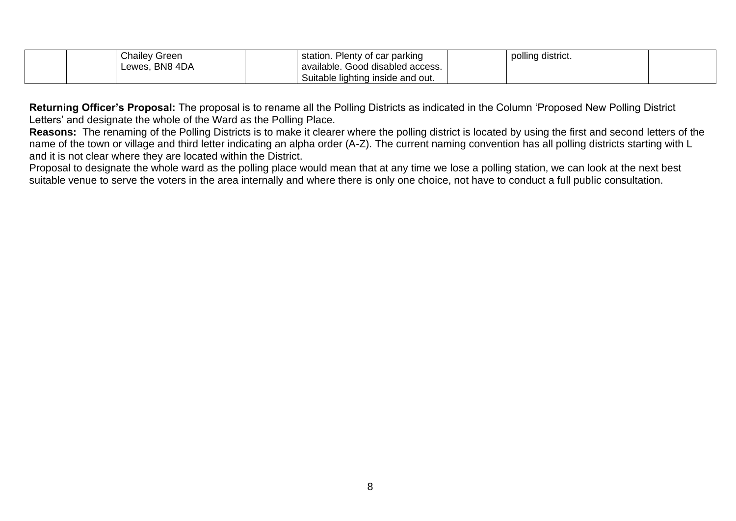|  |  | Chailey Green<br>Lewes, BN8 4DA |  | station. Plenty of car parking available. Good disabled access. Suitable lighting inside and out. |  | polling district. |  |
|---|---|---|---|---|---|---|---|

**Returning Officer's Proposal:** The proposal is to rename all the Polling Districts as indicated in the Column 'Proposed New Polling District Letters' and designate the whole of the Ward as the Polling Place.

**Reasons:** The renaming of the Polling Districts is to make it clearer where the polling district is located by using the first and second letters of the name of the town or village and third letter indicating an alpha order (A-Z). The current naming convention has all polling districts starting with L and it is not clear where they are located within the District.

Proposal to designate the whole ward as the polling place would mean that at any time we lose a polling station, we can look at the next best suitable venue to serve the voters in the area internally and where there is only one choice, not have to conduct a full public consultation.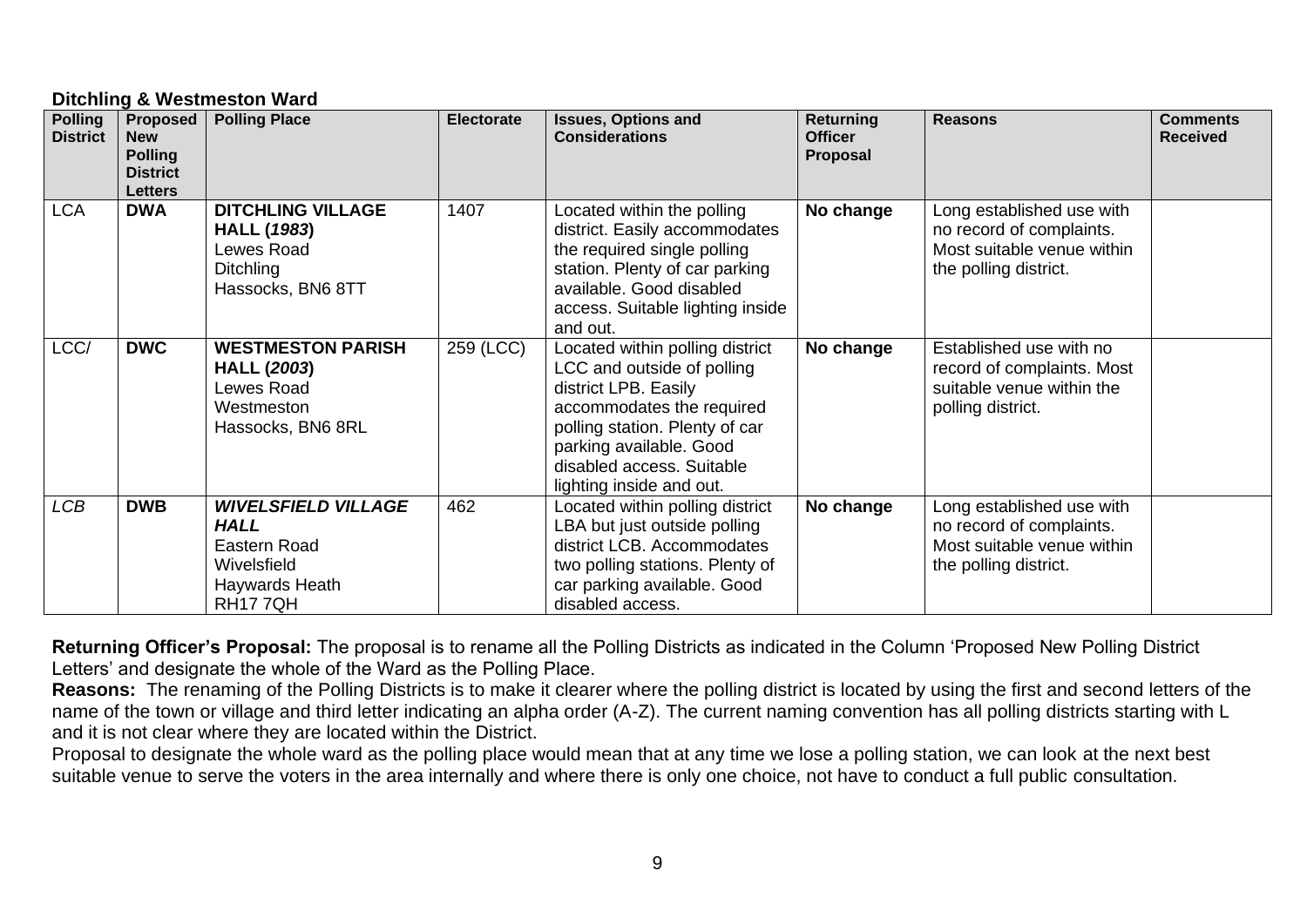### Ditchling & Westmeston Ward

| Polling District | Proposed New Polling District Letters | Polling Place | Electorate | Issues, Options and Considerations | Returning Officer Proposal | Reasons | Comments Received |
|---|---|---|---|---|---|---|---|
| LCA | **DWA** | **DITCHLING VILLAGE HALL (*1983*)**<br>Lewes Road<br>Ditchling<br>Hassocks, BN6 8TT | 1407 | Located within the polling district. Easily accommodates the required single polling station. Plenty of car parking available. Good disabled access. Suitable lighting inside and out. | **No change** | Long established use with no record of complaints. Most suitable venue within the polling district. | |
| LCC/ | **DWC** | **WESTMESTON PARISH HALL (*2003*)**<br>Lewes Road<br>Westmeston<br>Hassocks, BN6 8RL | 259 (LCC) | Located within polling district LCC and outside of polling district LPB. Easily accommodates the required polling station. Plenty of car parking available. Good disabled access. Suitable lighting inside and out. | **No change** | Established use with no record of complaints. Most suitable venue within the polling district. | |
| *LCB* | **DWB** | ***WIVELSFIELD VILLAGE HALL***<br>Eastern Road<br>Wivelsfield<br>Haywards Heath<br>RH17 7QH | 462 | Located within polling district LBA but just outside polling district LCB. Accommodates two polling stations. Plenty of car parking available. Good disabled access. | **No change** | Long established use with no record of complaints. Most suitable venue within the polling district. | |

**Returning Officer's Proposal:** The proposal is to rename all the Polling Districts as indicated in the Column 'Proposed New Polling District Letters' and designate the whole of the Ward as the Polling Place.

**Reasons:** The renaming of the Polling Districts is to make it clearer where the polling district is located by using the first and second letters of the name of the town or village and third letter indicating an alpha order (A-Z). The current naming convention has all polling districts starting with L and it is not clear where they are located within the District.

Proposal to designate the whole ward as the polling place would mean that at any time we lose a polling station, we can look at the next best suitable venue to serve the voters in the area internally and where there is only one choice, not have to conduct a full public consultation.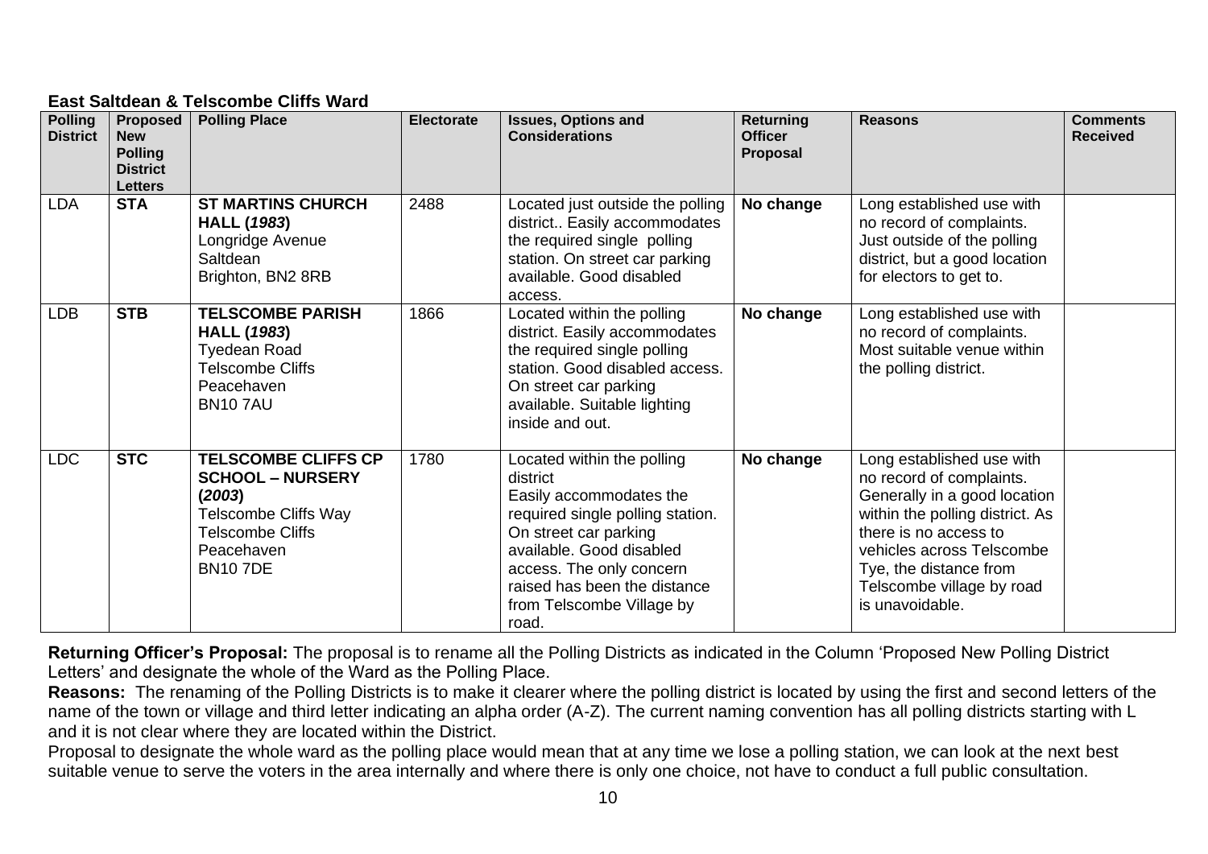**East Saltdean & Telscombe Cliffs Ward**

| Polling District | Proposed New Polling District Letters | Polling Place | Electorate | Issues, Options and Considerations | Returning Officer Proposal | Reasons | Comments Received |
|---|---|---|---|---|---|---|---|
| LDA | **STA** | **ST MARTINS CHURCH HALL (*1983*)** Longridge Avenue Saltdean Brighton, BN2 8RB | 2488 | Located just outside the polling district.. Easily accommodates the required single polling station. On street car parking available. Good disabled access. | **No change** | Long established use with no record of complaints. Just outside of the polling district, but a good location for electors to get to. | |
| LDB | **STB** | **TELSCOMBE PARISH HALL (*1983*)** Tyedean Road Telscombe Cliffs Peacehaven BN10 7AU | 1866 | Located within the polling district. Easily accommodates the required single polling station. Good disabled access. On street car parking available. Suitable lighting inside and out. | **No change** | Long established use with no record of complaints. Most suitable venue within the polling district. | |
| LDC | **STC** | **TELSCOMBE CLIFFS CP SCHOOL – NURSERY (*2003*)** Telscombe Cliffs Way Telscombe Cliffs Peacehaven BN10 7DE | 1780 | Located within the polling district Easily accommodates the required single polling station. On street car parking available. Good disabled access. The only concern raised has been the distance from Telscombe Village by road. | **No change** | Long established use with no record of complaints. Generally in a good location within the polling district. As there is no access to vehicles across Telscombe Tye, the distance from Telscombe village by road is unavoidable. | |

**Returning Officer's Proposal:** The proposal is to rename all the Polling Districts as indicated in the Column 'Proposed New Polling District Letters' and designate the whole of the Ward as the Polling Place.

**Reasons:** The renaming of the Polling Districts is to make it clearer where the polling district is located by using the first and second letters of the name of the town or village and third letter indicating an alpha order (A-Z). The current naming convention has all polling districts starting with L and it is not clear where they are located within the District.

Proposal to designate the whole ward as the polling place would mean that at any time we lose a polling station, we can look at the next best suitable venue to serve the voters in the area internally and where there is only one choice, not have to conduct a full public consultation.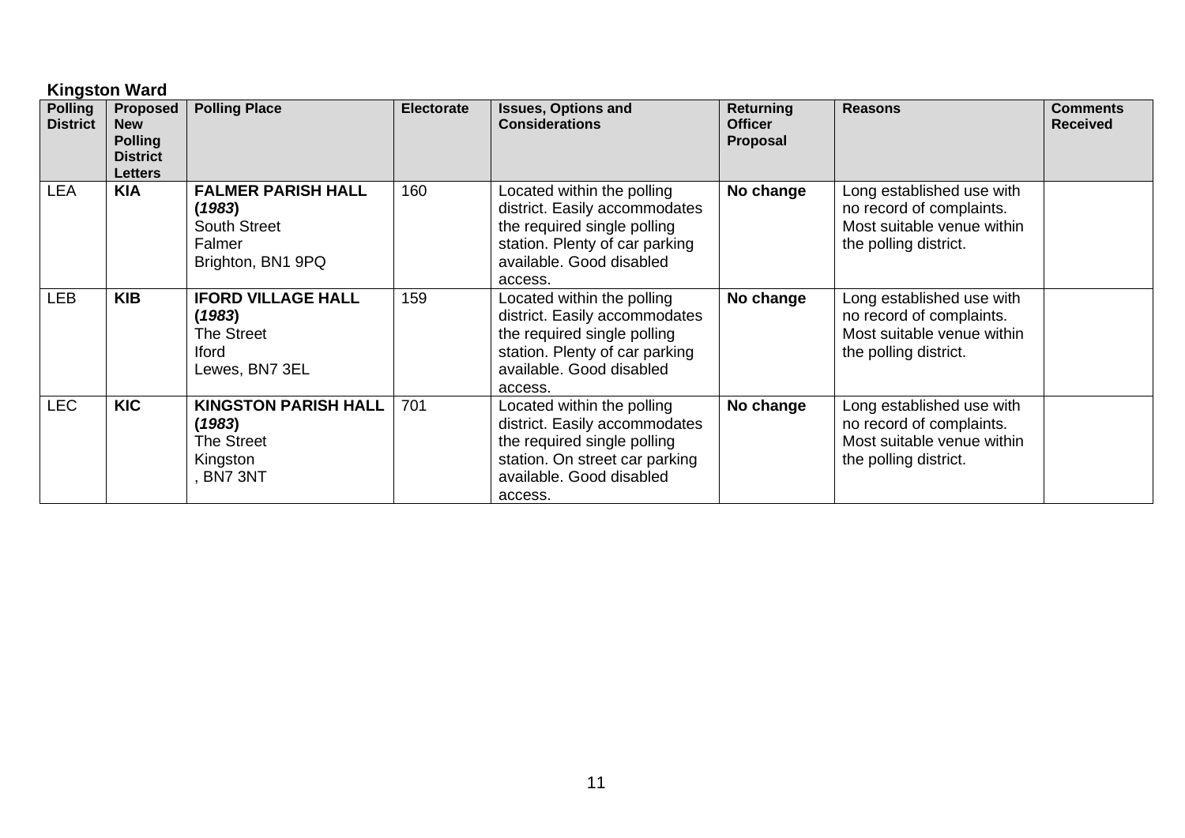**Kingston Ward**

| Polling District | Proposed New Polling District Letters | Polling Place | Electorate | Issues, Options and Considerations | Returning Officer Proposal | Reasons | Comments Received |
|---|---|---|---|---|---|---|---|
| LEA | **KIA** | **FALMER PARISH HALL (*1983*)** South Street Falmer Brighton, BN1 9PQ | 160 | Located within the polling district. Easily accommodates the required single polling station. Plenty of car parking available. Good disabled access. | **No change** | Long established use with no record of complaints. Most suitable venue within the polling district. | |
| LEB | **KIB** | **IFORD VILLAGE HALL (*1983*)** The Street Iford Lewes, BN7 3EL | 159 | Located within the polling district. Easily accommodates the required single polling station. Plenty of car parking available. Good disabled access. | **No change** | Long established use with no record of complaints. Most suitable venue within the polling district. | |
| LEC | **KIC** | **KINGSTON PARISH HALL (*1983*)** The Street Kingston , BN7 3NT | 701 | Located within the polling district. Easily accommodates the required single polling station. On street car parking available. Good disabled access. | **No change** | Long established use with no record of complaints. Most suitable venue within the polling district. | |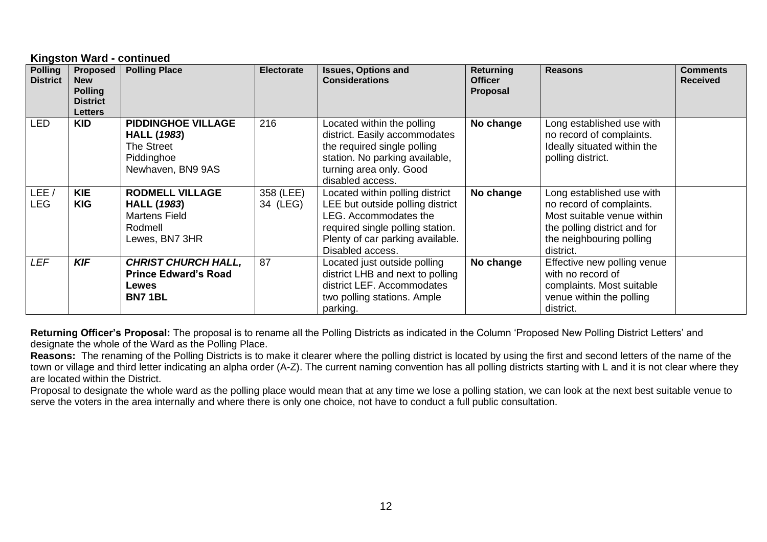### Kingston Ward - continued

| Polling District | Proposed New Polling District Letters | Polling Place | Electorate | Issues, Options and Considerations | Returning Officer Proposal | Reasons | Comments Received |
|---|---|---|---|---|---|---|---|
| LED | **KID** | **PIDDINGHOE VILLAGE HALL (*1983*)** The Street Piddinghoe Newhaven, BN9 9AS | 216 | Located within the polling district. Easily accommodates the required single polling station. No parking available, turning area only. Good disabled access. | **No change** | Long established use with no record of complaints. Ideally situated within the polling district. | |
| LEE / LEG | **KIE** **KIG** | **RODMELL VILLAGE HALL (*1983*)** Martens Field Rodmell Lewes, BN7 3HR | 358 (LEE) 34 (LEG) | Located within polling district LEE but outside polling district LEG. Accommodates the required single polling station. Plenty of car parking available. Disabled access. | **No change** | Long established use with no record of complaints. Most suitable venue within the polling district and for the neighbouring polling district. | |
| *LEF* | ***KIF*** | ***CHRIST CHURCH HALL,* Prince Edward's Road Lewes BN7 1BL** | 87 | Located just outside polling district LHB and next to polling district LEF. Accommodates two polling stations. Ample parking. | **No change** | Effective new polling venue with no record of complaints. Most suitable venue within the polling district. | |

**Returning Officer's Proposal:** The proposal is to rename all the Polling Districts as indicated in the Column 'Proposed New Polling District Letters' and designate the whole of the Ward as the Polling Place.

**Reasons:** The renaming of the Polling Districts is to make it clearer where the polling district is located by using the first and second letters of the name of the town or village and third letter indicating an alpha order (A-Z). The current naming convention has all polling districts starting with L and it is not clear where they are located within the District.

Proposal to designate the whole ward as the polling place would mean that at any time we lose a polling station, we can look at the next best suitable venue to serve the voters in the area internally and where there is only one choice, not have to conduct a full public consultation.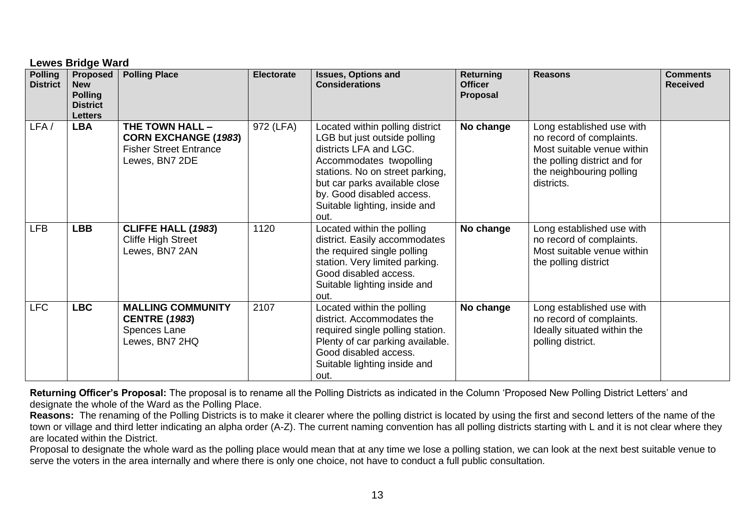**Lewes Bridge Ward**

| Polling District | Proposed New Polling District Letters | Polling Place | Electorate | Issues, Options and Considerations | Returning Officer Proposal | Reasons | Comments Received |
|---|---|---|---|---|---|---|---|
| LFA / | **LBA** | **THE TOWN HALL – CORN EXCHANGE (*1983*)** Fisher Street Entrance Lewes, BN7 2DE | 972 (LFA) | Located within polling district LGB but just outside polling districts LFA and LGC. Accommodates twopolling stations. No on street parking, but car parks available close by. Good disabled access. Suitable lighting, inside and out. | **No change** | Long established use with no record of complaints. Most suitable venue within the polling district and for the neighbouring polling districts. | |
| LFB | **LBB** | **CLIFFE HALL (*1983*)** Cliffe High Street Lewes, BN7 2AN | 1120 | Located within the polling district. Easily accommodates the required single polling station. Very limited parking. Good disabled access. Suitable lighting inside and out. | **No change** | Long established use with no record of complaints. Most suitable venue within the polling district | |
| LFC | **LBC** | **MALLING COMMUNITY CENTRE (*1983*)** Spences Lane Lewes, BN7 2HQ | 2107 | Located within the polling district. Accommodates the required single polling station. Plenty of car parking available. Good disabled access. Suitable lighting inside and out. | **No change** | Long established use with no record of complaints. Ideally situated within the polling district. | |

**Returning Officer's Proposal:** The proposal is to rename all the Polling Districts as indicated in the Column 'Proposed New Polling District Letters' and designate the whole of the Ward as the Polling Place.

**Reasons:** The renaming of the Polling Districts is to make it clearer where the polling district is located by using the first and second letters of the name of the town or village and third letter indicating an alpha order (A-Z). The current naming convention has all polling districts starting with L and it is not clear where they are located within the District.

Proposal to designate the whole ward as the polling place would mean that at any time we lose a polling station, we can look at the next best suitable venue to serve the voters in the area internally and where there is only one choice, not have to conduct a full public consultation.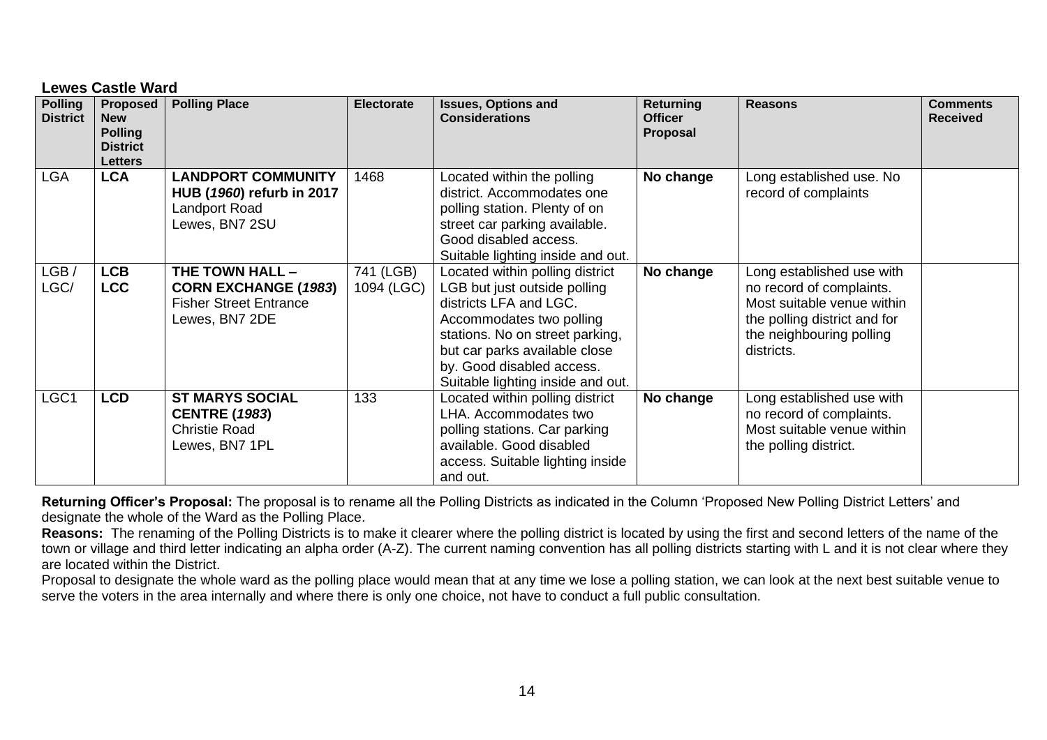**Lewes Castle Ward**

| Polling District | Proposed New Polling District Letters | Polling Place | Electorate | Issues, Options and Considerations | Returning Officer Proposal | Reasons | Comments Received |
|---|---|---|---|---|---|---|---|
| LGA | **LCA** | **LANDPORT COMMUNITY HUB (*1960*) refurb in 2017** Landport Road Lewes, BN7 2SU | 1468 | Located within the polling district. Accommodates one polling station. Plenty of on street car parking available. Good disabled access. Suitable lighting inside and out. | **No change** | Long established use. No record of complaints | |
| LGB / LGC/ | **LCB LCC** | **THE TOWN HALL – CORN EXCHANGE (*1983*)** Fisher Street Entrance Lewes, BN7 2DE | 741 (LGB) 1094 (LGC) | Located within polling district LGB but just outside polling districts LFA and LGC. Accommodates two polling stations. No on street parking, but car parks available close by. Good disabled access. Suitable lighting inside and out. | **No change** | Long established use with no record of complaints. Most suitable venue within the polling district and for the neighbouring polling districts. | |
| LGC1 | **LCD** | **ST MARYS SOCIAL CENTRE (*1983*)** Christie Road Lewes, BN7 1PL | 133 | Located within polling district LHA. Accommodates two polling stations. Car parking available. Good disabled access. Suitable lighting inside and out. | **No change** | Long established use with no record of complaints. Most suitable venue within the polling district. | |

**Returning Officer's Proposal:** The proposal is to rename all the Polling Districts as indicated in the Column 'Proposed New Polling District Letters' and designate the whole of the Ward as the Polling Place.

**Reasons:** The renaming of the Polling Districts is to make it clearer where the polling district is located by using the first and second letters of the name of the town or village and third letter indicating an alpha order (A-Z). The current naming convention has all polling districts starting with L and it is not clear where they are located within the District.

Proposal to designate the whole ward as the polling place would mean that at any time we lose a polling station, we can look at the next best suitable venue to serve the voters in the area internally and where there is only one choice, not have to conduct a full public consultation.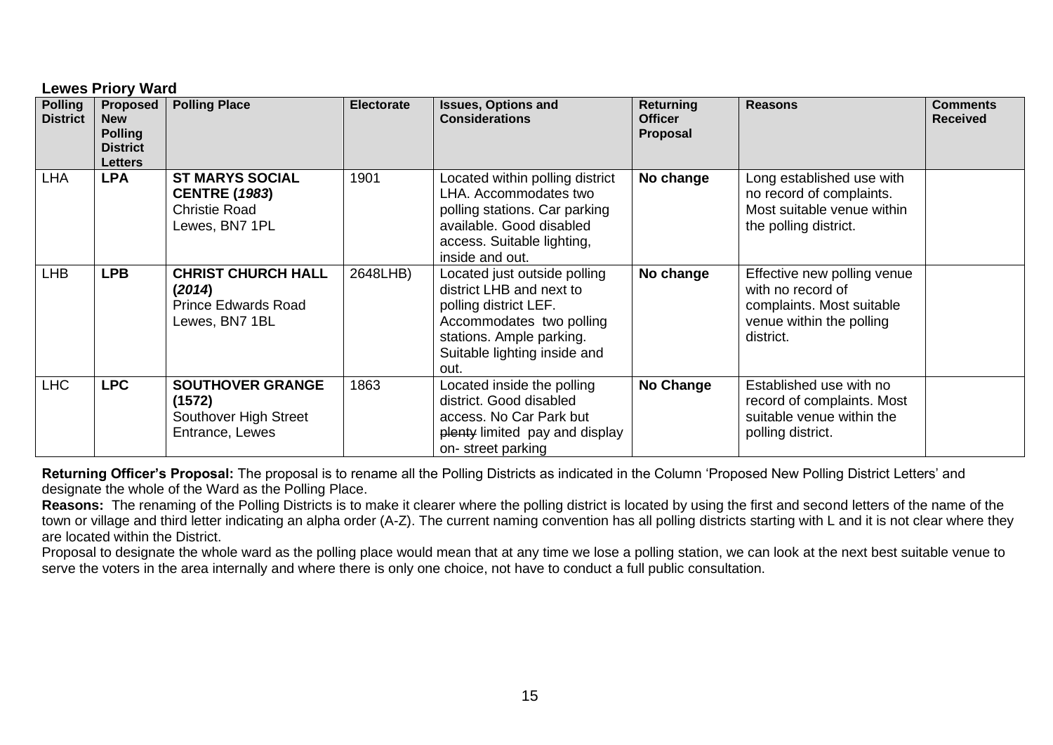**Lewes Priory Ward**

| Polling District | Proposed New Polling District Letters | Polling Place | Electorate | Issues, Options and Considerations | Returning Officer Proposal | Reasons | Comments Received |
|---|---|---|---|---|---|---|---|
| LHA | **LPA** | **ST MARYS SOCIAL CENTRE (*1983*)** Christie Road Lewes, BN7 1PL | 1901 | Located within polling district LHA. Accommodates two polling stations. Car parking available. Good disabled access. Suitable lighting, inside and out. | **No change** | Long established use with no record of complaints. Most suitable venue within the polling district. | |
| LHB | **LPB** | **CHRIST CHURCH HALL (*2014*)** Prince Edwards Road Lewes, BN7 1BL | 2648LHB) | Located just outside polling district LHB and next to polling district LEF. Accommodates two polling stations. Ample parking. Suitable lighting inside and out. | **No change** | Effective new polling venue with no record of complaints. Most suitable venue within the polling district. | |
| LHC | **LPC** | **SOUTHOVER GRANGE (1572)** Southover High Street Entrance, Lewes | 1863 | Located inside the polling district. Good disabled access. No Car Park but ~~plenty~~ limited pay and display on- street parking | **No Change** | Established use with no record of complaints. Most suitable venue within the polling district. | |

**Returning Officer's Proposal:** The proposal is to rename all the Polling Districts as indicated in the Column 'Proposed New Polling District Letters' and designate the whole of the Ward as the Polling Place.

**Reasons:** The renaming of the Polling Districts is to make it clearer where the polling district is located by using the first and second letters of the name of the town or village and third letter indicating an alpha order (A-Z). The current naming convention has all polling districts starting with L and it is not clear where they are located within the District.

Proposal to designate the whole ward as the polling place would mean that at any time we lose a polling station, we can look at the next best suitable venue to serve the voters in the area internally and where there is only one choice, not have to conduct a full public consultation.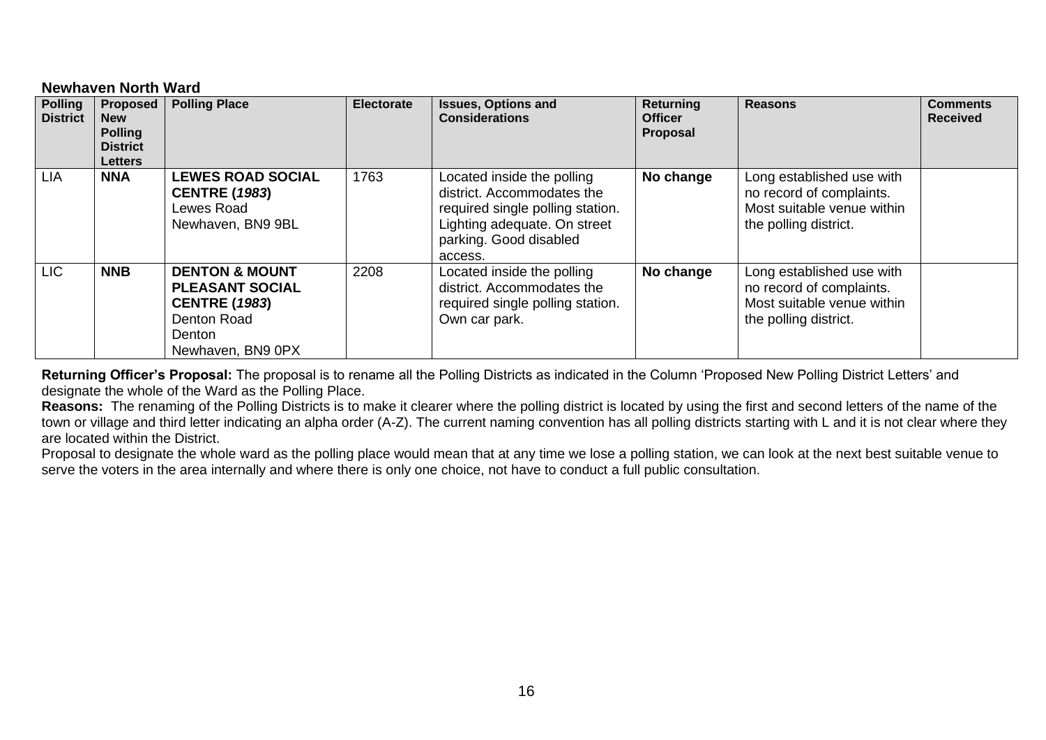**Newhaven North Ward**

| Polling District | Proposed New Polling District Letters | Polling Place | Electorate | Issues, Options and Considerations | Returning Officer Proposal | Reasons | Comments Received |
|---|---|---|---|---|---|---|---|
| LIA | **NNA** | **LEWES ROAD SOCIAL CENTRE (*1983*)** Lewes Road Newhaven, BN9 9BL | 1763 | Located inside the polling district. Accommodates the required single polling station. Lighting adequate. On street parking. Good disabled access. | **No change** | Long established use with no record of complaints. Most suitable venue within the polling district. | |
| LIC | **NNB** | **DENTON & MOUNT PLEASANT SOCIAL CENTRE (*1983*)** Denton Road Denton Newhaven, BN9 0PX | 2208 | Located inside the polling district. Accommodates the required single polling station. Own car park. | **No change** | Long established use with no record of complaints. Most suitable venue within the polling district. | |

**Returning Officer's Proposal:** The proposal is to rename all the Polling Districts as indicated in the Column 'Proposed New Polling District Letters' and designate the whole of the Ward as the Polling Place.

**Reasons:** The renaming of the Polling Districts is to make it clearer where the polling district is located by using the first and second letters of the name of the town or village and third letter indicating an alpha order (A-Z). The current naming convention has all polling districts starting with L and it is not clear where they are located within the District.

Proposal to designate the whole ward as the polling place would mean that at any time we lose a polling station, we can look at the next best suitable venue to serve the voters in the area internally and where there is only one choice, not have to conduct a full public consultation.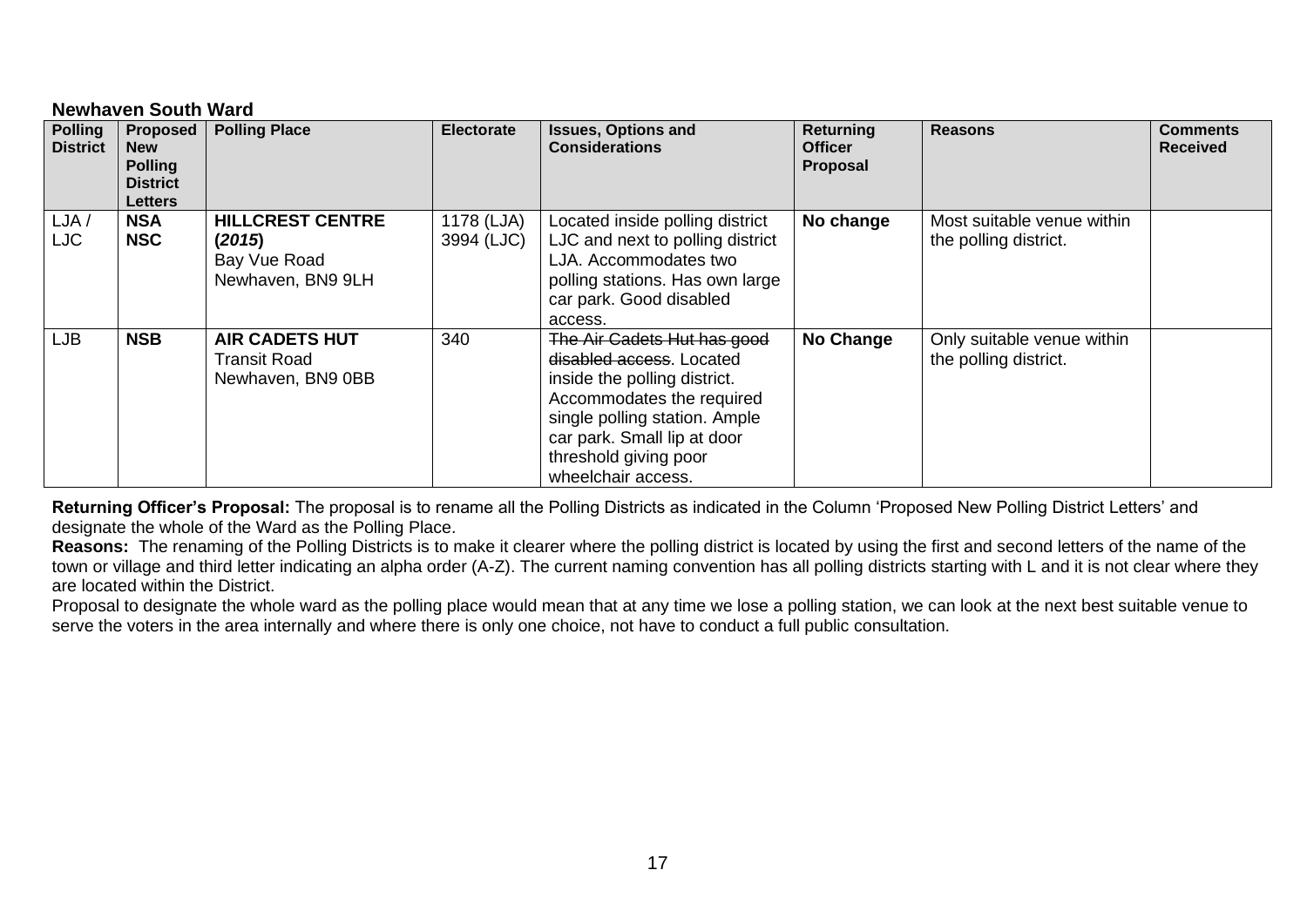**Newhaven South Ward**

| Polling District | Proposed New Polling District Letters | Polling Place | Electorate | Issues, Options and Considerations | Returning Officer Proposal | Reasons | Comments Received |
|---|---|---|---|---|---|---|---|
| LJA / LJC | **NSA** **NSC** | **HILLCREST CENTRE (*2015*)** Bay Vue Road Newhaven, BN9 9LH | 1178 (LJA) 3994 (LJC) | Located inside polling district LJC and next to polling district LJA. Accommodates two polling stations. Has own large car park. Good disabled access. | **No change** | Most suitable venue within the polling district. | |
| LJB | **NSB** | **AIR CADETS HUT** Transit Road Newhaven, BN9 0BB | 340 | ~~The Air Cadets Hut has good disabled access~~. Located inside the polling district. Accommodates the required single polling station. Ample car park. Small lip at door threshold giving poor wheelchair access. | **No Change** | Only suitable venue within the polling district. | |

**Returning Officer's Proposal:** The proposal is to rename all the Polling Districts as indicated in the Column 'Proposed New Polling District Letters' and designate the whole of the Ward as the Polling Place.

**Reasons:** The renaming of the Polling Districts is to make it clearer where the polling district is located by using the first and second letters of the name of the town or village and third letter indicating an alpha order (A-Z). The current naming convention has all polling districts starting with L and it is not clear where they are located within the District.

Proposal to designate the whole ward as the polling place would mean that at any time we lose a polling station, we can look at the next best suitable venue to serve the voters in the area internally and where there is only one choice, not have to conduct a full public consultation.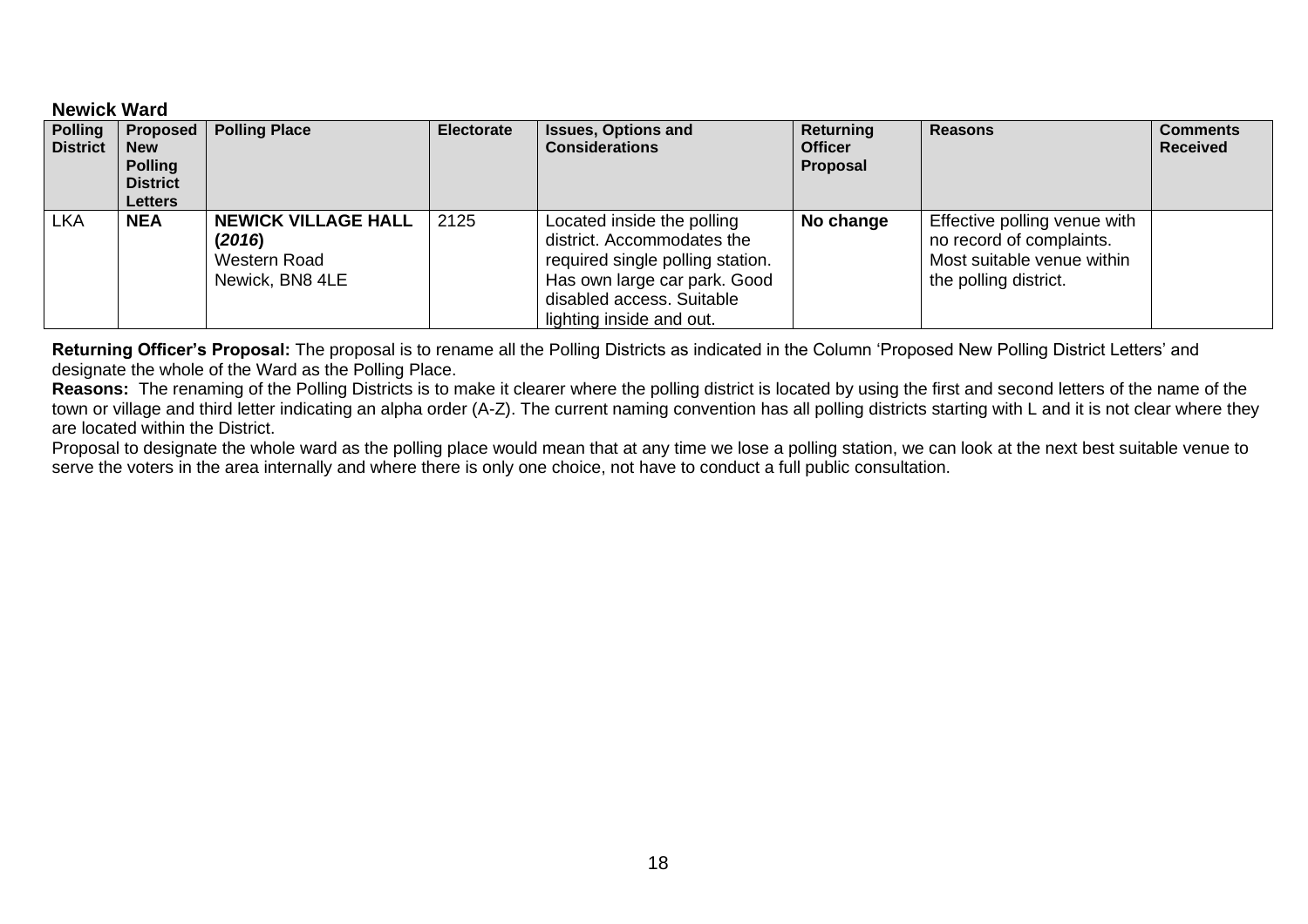**Newick Ward**

| Polling District | Proposed New Polling District Letters | Polling Place | Electorate | Issues, Options and Considerations | Returning Officer Proposal | Reasons | Comments Received |
|---|---|---|---|---|---|---|---|
| LKA | **NEA** | **NEWICK VILLAGE HALL (*2016*)** Western Road Newick, BN8 4LE | 2125 | Located inside the polling district. Accommodates the required single polling station. Has own large car park. Good disabled access. Suitable lighting inside and out. | **No change** | Effective polling venue with no record of complaints. Most suitable venue within the polling district. | |

**Returning Officer's Proposal:** The proposal is to rename all the Polling Districts as indicated in the Column 'Proposed New Polling District Letters' and designate the whole of the Ward as the Polling Place.

**Reasons:** The renaming of the Polling Districts is to make it clearer where the polling district is located by using the first and second letters of the name of the town or village and third letter indicating an alpha order (A-Z). The current naming convention has all polling districts starting with L and it is not clear where they are located within the District.

Proposal to designate the whole ward as the polling place would mean that at any time we lose a polling station, we can look at the next best suitable venue to serve the voters in the area internally and where there is only one choice, not have to conduct a full public consultation.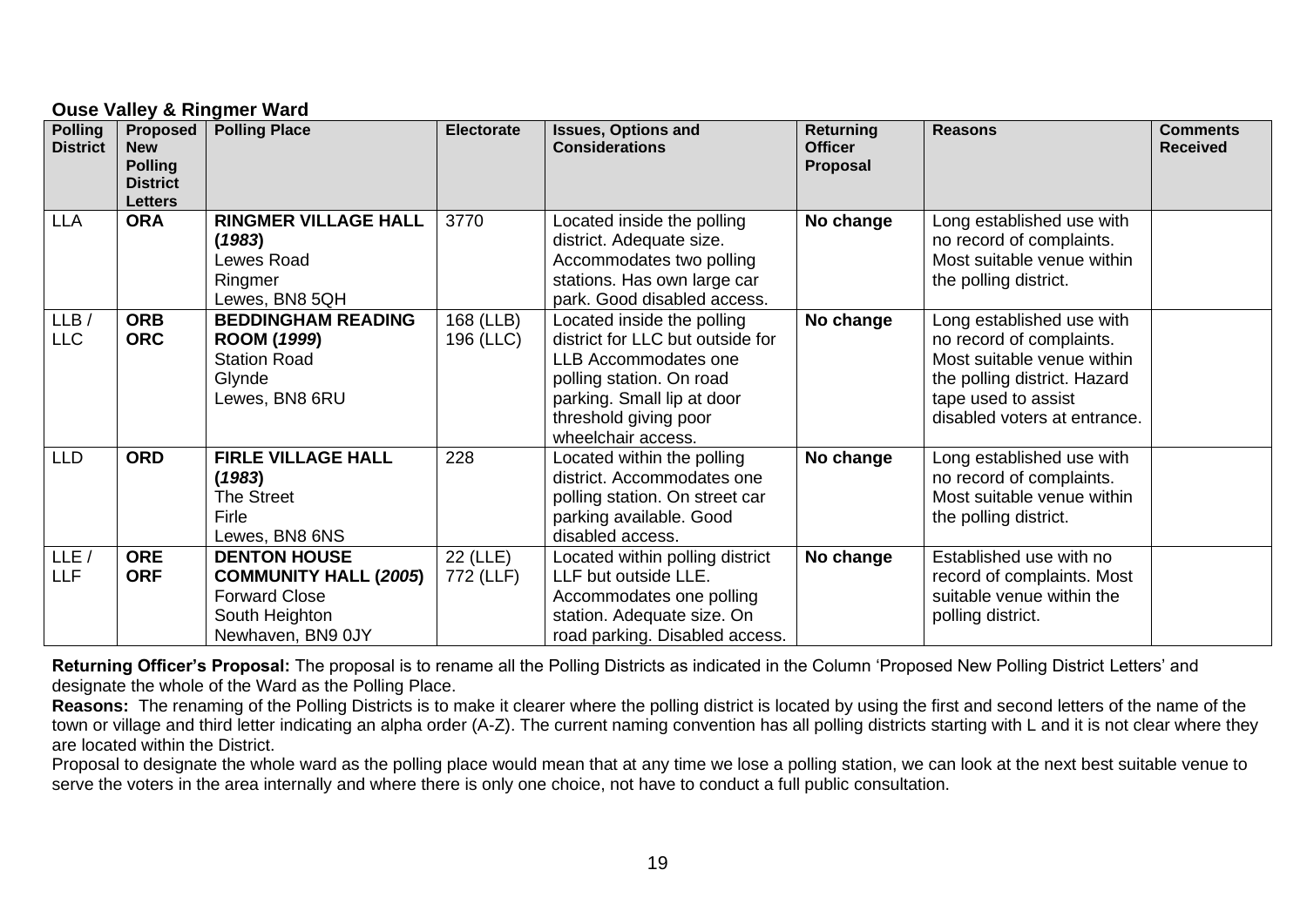**Ouse Valley & Ringmer Ward**

| Polling District | Proposed New Polling District Letters | Polling Place | Electorate | Issues, Options and Considerations | Returning Officer Proposal | Reasons | Comments Received |
|---|---|---|---|---|---|---|---|
| LLA | **ORA** | **RINGMER VILLAGE HALL (*1983*)** Lewes Road Ringmer Lewes, BN8 5QH | 3770 | Located inside the polling district. Adequate size. Accommodates two polling stations. Has own large car park. Good disabled access. | **No change** | Long established use with no record of complaints. Most suitable venue within the polling district. | |
| LLB / LLC | **ORB ORC** | **BEDDINGHAM READING ROOM (*1999*)** Station Road Glynde Lewes, BN8 6RU | 168 (LLB) 196 (LLC) | Located inside the polling district for LLC but outside for LLB Accommodates one polling station. On road parking. Small lip at door threshold giving poor wheelchair access. | **No change** | Long established use with no record of complaints. Most suitable venue within the polling district. Hazard tape used to assist disabled voters at entrance. | |
| LLD | **ORD** | **FIRLE VILLAGE HALL (*1983*)** The Street Firle Lewes, BN8 6NS | 228 | Located within the polling district. Accommodates one polling station. On street car parking available. Good disabled access. | **No change** | Long established use with no record of complaints. Most suitable venue within the polling district. | |
| LLE / LLF | **ORE ORF** | **DENTON HOUSE COMMUNITY HALL (*2005*)** Forward Close South Heighton Newhaven, BN9 0JY | 22 (LLE) 772 (LLF) | Located within polling district LLF but outside LLE. Accommodates one polling station. Adequate size. On road parking. Disabled access. | **No change** | Established use with no record of complaints. Most suitable venue within the polling district. | |

**Returning Officer's Proposal:** The proposal is to rename all the Polling Districts as indicated in the Column 'Proposed New Polling District Letters' and designate the whole of the Ward as the Polling Place.

**Reasons:** The renaming of the Polling Districts is to make it clearer where the polling district is located by using the first and second letters of the name of the town or village and third letter indicating an alpha order (A-Z). The current naming convention has all polling districts starting with L and it is not clear where they are located within the District.

Proposal to designate the whole ward as the polling place would mean that at any time we lose a polling station, we can look at the next best suitable venue to serve the voters in the area internally and where there is only one choice, not have to conduct a full public consultation.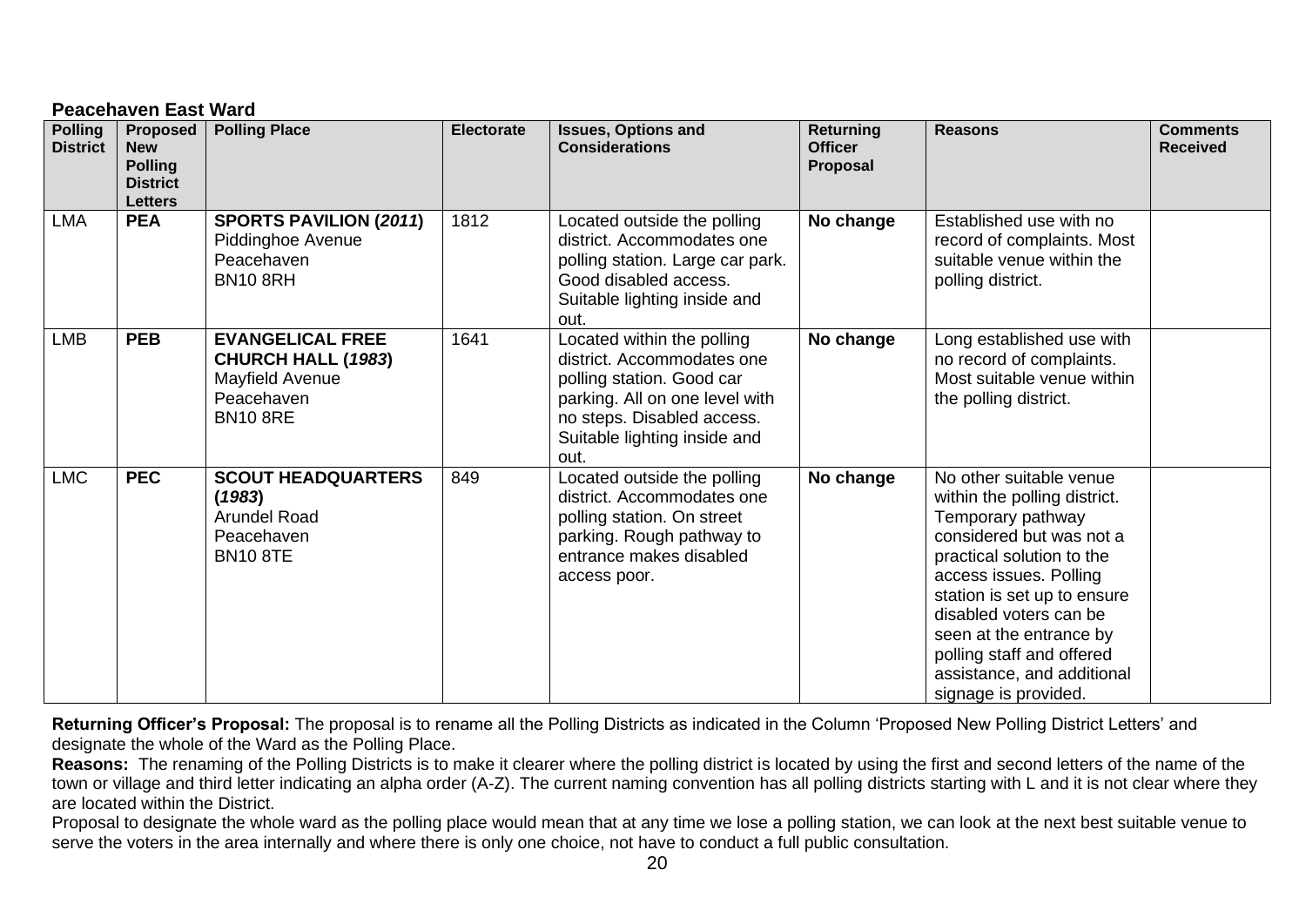**Peacehaven East Ward**

| Polling District | Proposed New Polling District Letters | Polling Place | Electorate | Issues, Options and Considerations | Returning Officer Proposal | Reasons | Comments Received |
|---|---|---|---|---|---|---|---|
| LMA | **PEA** | **SPORTS PAVILION (*2011*)** Piddinghoe Avenue Peacehaven BN10 8RH | 1812 | Located outside the polling district. Accommodates one polling station. Large car park. Good disabled access. Suitable lighting inside and out. | **No change** | Established use with no record of complaints. Most suitable venue within the polling district. | |
| LMB | **PEB** | **EVANGELICAL FREE CHURCH HALL (*1983*)** Mayfield Avenue Peacehaven BN10 8RE | 1641 | Located within the polling district. Accommodates one polling station. Good car parking. All on one level with no steps. Disabled access. Suitable lighting inside and out. | **No change** | Long established use with no record of complaints. Most suitable venue within the polling district. | |
| LMC | **PEC** | **SCOUT HEADQUARTERS (*1983*)** Arundel Road Peacehaven BN10 8TE | 849 | Located outside the polling district. Accommodates one polling station. On street parking. Rough pathway to entrance makes disabled access poor. | **No change** | No other suitable venue within the polling district. Temporary pathway considered but was not a practical solution to the access issues. Polling station is set up to ensure disabled voters can be seen at the entrance by polling staff and offered assistance, and additional signage is provided. | |

**Returning Officer's Proposal:** The proposal is to rename all the Polling Districts as indicated in the Column 'Proposed New Polling District Letters' and designate the whole of the Ward as the Polling Place.

**Reasons:** The renaming of the Polling Districts is to make it clearer where the polling district is located by using the first and second letters of the name of the town or village and third letter indicating an alpha order (A-Z). The current naming convention has all polling districts starting with L and it is not clear where they are located within the District.

Proposal to designate the whole ward as the polling place would mean that at any time we lose a polling station, we can look at the next best suitable venue to serve the voters in the area internally and where there is only one choice, not have to conduct a full public consultation.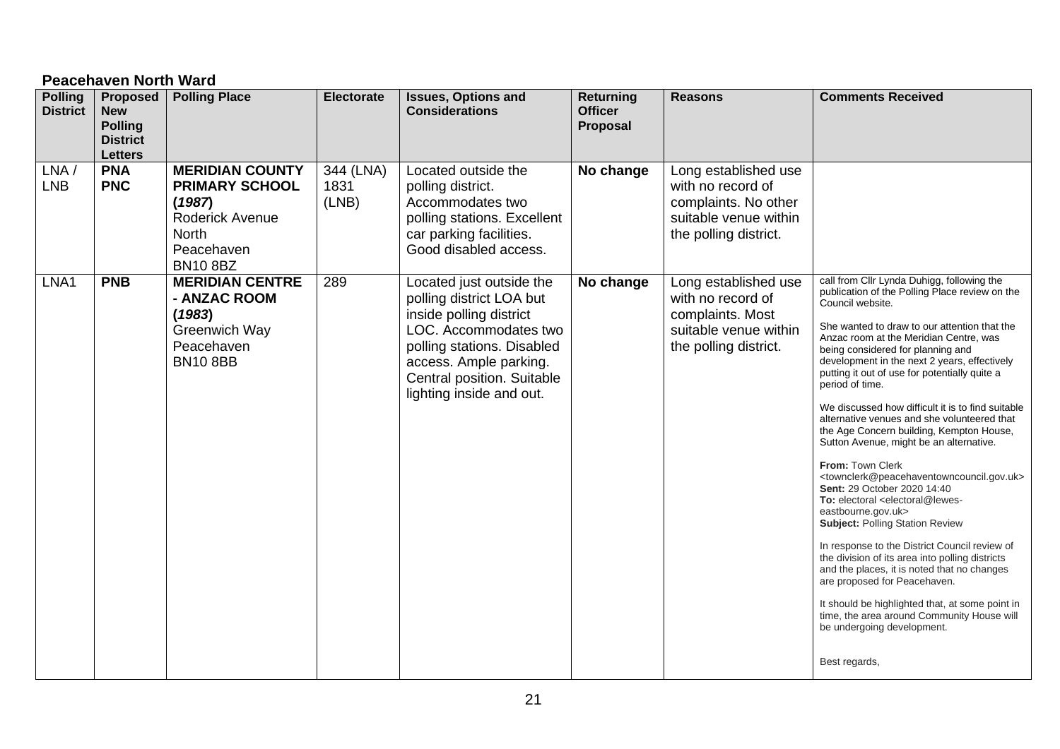**Peacehaven North Ward**

| Polling District | Proposed New Polling District Letters | Polling Place | Electorate | Issues, Options and Considerations | Returning Officer Proposal | Reasons | Comments Received |
|---|---|---|---|---|---|---|---|
| LNA / LNB | **PNA PNC** | **MERIDIAN COUNTY PRIMARY SCHOOL (*1987*)** Roderick Avenue North Peacehaven BN10 8BZ | 344 (LNA) 1831 (LNB) | Located outside the polling district. Accommodates two polling stations. Excellent car parking facilities. Good disabled access. | **No change** | Long established use with no record of complaints. No other suitable venue within the polling district. | |
| LNA1 | **PNB** | **MERIDIAN CENTRE - ANZAC ROOM (*1983*)** Greenwich Way Peacehaven BN10 8BB | 289 | Located just outside the polling district LOA but inside polling district LOC. Accommodates two polling stations. Disabled access. Ample parking. Central position. Suitable lighting inside and out. | **No change** | Long established use with no record of complaints. Most suitable venue within the polling district. | call from Cllr Lynda Duhigg, following the publication of the Polling Place review on the Council website.<br><br>She wanted to draw to our attention that the Anzac room at the Meridian Centre, was being considered for planning and development in the next 2 years, effectively putting it out of use for potentially quite a period of time.<br><br>We discussed how difficult it is to find suitable alternative venues and she volunteered that the Age Concern building, Kempton House, Sutton Avenue, might be an alternative.<br><br>**From:** Town Clerk <townclerk@peacehaventowncouncil.gov.uk><br>**Sent:** 29 October 2020 14:40<br>**To:** electoral <electoral@lewes-eastbourne.gov.uk><br>**Subject:** Polling Station Review<br><br>In response to the District Council review of the division of its area into polling districts and the places, it is noted that no changes are proposed for Peacehaven.<br><br>It should be highlighted that, at some point in time, the area around Community House will be undergoing development.<br><br>Best regards, |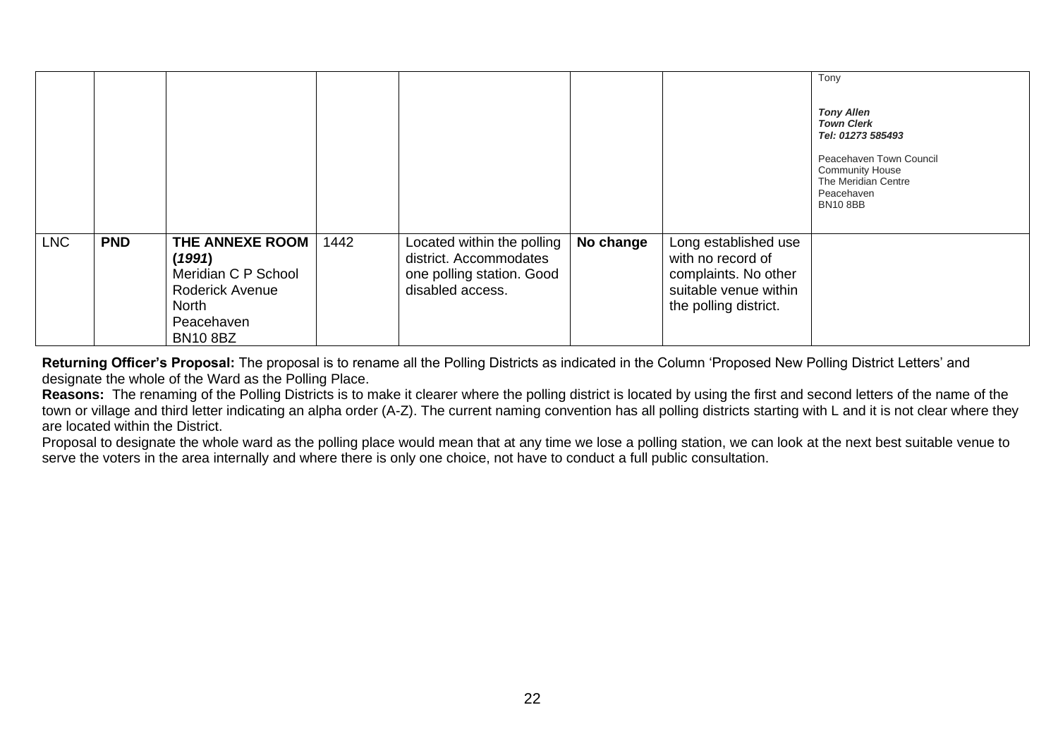| | | | | | | | |
|---|---|---|---|---|---|---|---|
| | | | | | | | Tony<br><br>***Tony Allen***<br>***Town Clerk***<br>***Tel: 01273 585493***<br><br>Peacehaven Town Council<br>Community House<br>The Meridian Centre<br>Peacehaven<br>BN10 8BB |
| LNC | **PND** | **THE ANNEXE ROOM (*1991*)**<br>Meridian C P School<br>Roderick Avenue<br>North<br>Peacehaven<br>BN10 8BZ | 1442 | Located within the polling district. Accommodates one polling station. Good disabled access. | **No change** | Long established use with no record of complaints. No other suitable venue within the polling district. | |

**Returning Officer's Proposal:** The proposal is to rename all the Polling Districts as indicated in the Column 'Proposed New Polling District Letters' and designate the whole of the Ward as the Polling Place.

**Reasons:** The renaming of the Polling Districts is to make it clearer where the polling district is located by using the first and second letters of the name of the town or village and third letter indicating an alpha order (A-Z). The current naming convention has all polling districts starting with L and it is not clear where they are located within the District.

Proposal to designate the whole ward as the polling place would mean that at any time we lose a polling station, we can look at the next best suitable venue to serve the voters in the area internally and where there is only one choice, not have to conduct a full public consultation.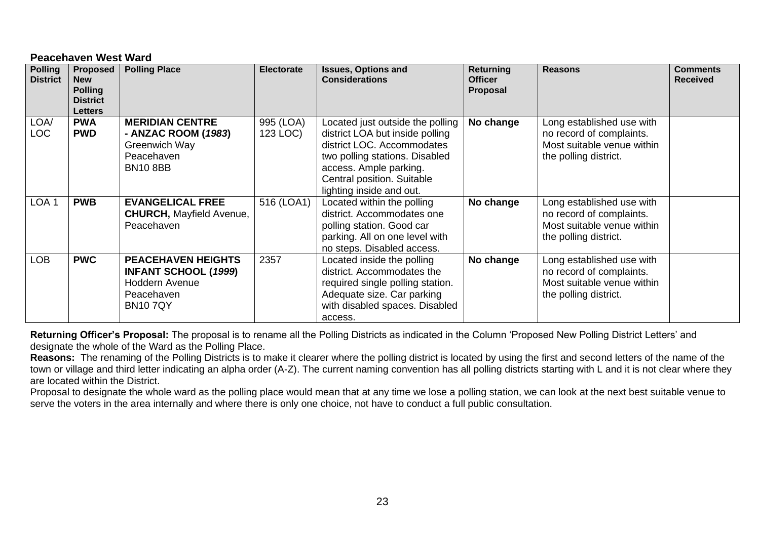**Peacehaven West Ward**

| Polling District | Proposed New Polling District Letters | Polling Place | Electorate | Issues, Options and Considerations | Returning Officer Proposal | Reasons | Comments Received |
|---|---|---|---|---|---|---|---|
| LOA/ LOC | **PWA PWD** | **MERIDIAN CENTRE - ANZAC ROOM (*1983*)** Greenwich Way Peacehaven BN10 8BB | 995 (LOA) 123 LOC) | Located just outside the polling district LOA but inside polling district LOC. Accommodates two polling stations. Disabled access. Ample parking. Central position. Suitable lighting inside and out. | **No change** | Long established use with no record of complaints. Most suitable venue within the polling district. | |
| LOA 1 | **PWB** | **EVANGELICAL FREE CHURCH,** Mayfield Avenue, Peacehaven | 516 (LOA1) | Located within the polling district. Accommodates one polling station. Good car parking. All on one level with no steps. Disabled access. | **No change** | Long established use with no record of complaints. Most suitable venue within the polling district. | |
| LOB | **PWC** | **PEACEHAVEN HEIGHTS INFANT SCHOOL (*1999*)** Hoddern Avenue Peacehaven BN10 7QY | 2357 | Located inside the polling district. Accommodates the required single polling station. Adequate size. Car parking with disabled spaces. Disabled access. | **No change** | Long established use with no record of complaints. Most suitable venue within the polling district. | |

**Returning Officer's Proposal:** The proposal is to rename all the Polling Districts as indicated in the Column 'Proposed New Polling District Letters' and designate the whole of the Ward as the Polling Place.

**Reasons:** The renaming of the Polling Districts is to make it clearer where the polling district is located by using the first and second letters of the name of the town or village and third letter indicating an alpha order (A-Z). The current naming convention has all polling districts starting with L and it is not clear where they are located within the District.

Proposal to designate the whole ward as the polling place would mean that at any time we lose a polling station, we can look at the next best suitable venue to serve the voters in the area internally and where there is only one choice, not have to conduct a full public consultation.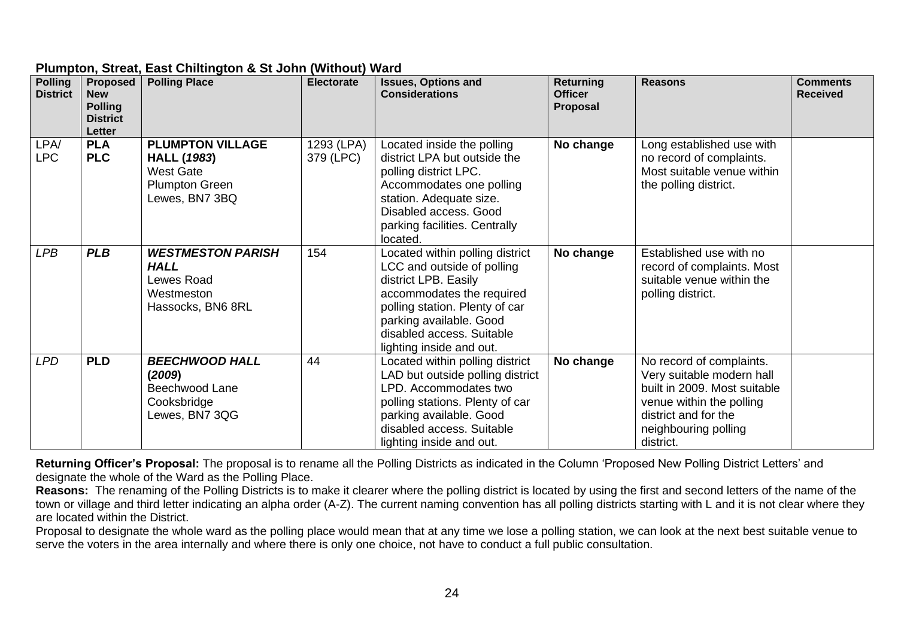**Plumpton, Streat, East Chiltington & St John (Without) Ward**

| Polling District | Proposed New Polling District Letter | Polling Place | Electorate | Issues, Options and Considerations | Returning Officer Proposal | Reasons | Comments Received |
|---|---|---|---|---|---|---|---|
| LPA/ LPC | **PLA** **PLC** | **PLUMPTON VILLAGE HALL (*1983*)** West Gate Plumpton Green Lewes, BN7 3BQ | 1293 (LPA) 379 (LPC) | Located inside the polling district LPA but outside the polling district LPC. Accommodates one polling station. Adequate size. Disabled access. Good parking facilities. Centrally located. | **No change** | Long established use with no record of complaints. Most suitable venue within the polling district. | |
| *LPB* | ***PLB*** | ***WESTMESTON PARISH HALL*** Lewes Road Westmeston Hassocks, BN6 8RL | 154 | Located within polling district LCC and outside of polling district LPB. Easily accommodates the required polling station. Plenty of car parking available. Good disabled access. Suitable lighting inside and out. | **No change** | Established use with no record of complaints. Most suitable venue within the polling district. | |
| *LPD* | **PLD** | ***BEECHWOOD HALL*** **(*2009*)** Beechwood Lane Cooksbridge Lewes, BN7 3QG | 44 | Located within polling district LAD but outside polling district LPD. Accommodates two polling stations. Plenty of car parking available. Good disabled access. Suitable lighting inside and out. | **No change** | No record of complaints. Very suitable modern hall built in 2009. Most suitable venue within the polling district and for the neighbouring polling district. | |

**Returning Officer's Proposal:** The proposal is to rename all the Polling Districts as indicated in the Column 'Proposed New Polling District Letters' and designate the whole of the Ward as the Polling Place.

**Reasons:** The renaming of the Polling Districts is to make it clearer where the polling district is located by using the first and second letters of the name of the town or village and third letter indicating an alpha order (A-Z). The current naming convention has all polling districts starting with L and it is not clear where they are located within the District.

Proposal to designate the whole ward as the polling place would mean that at any time we lose a polling station, we can look at the next best suitable venue to serve the voters in the area internally and where there is only one choice, not have to conduct a full public consultation.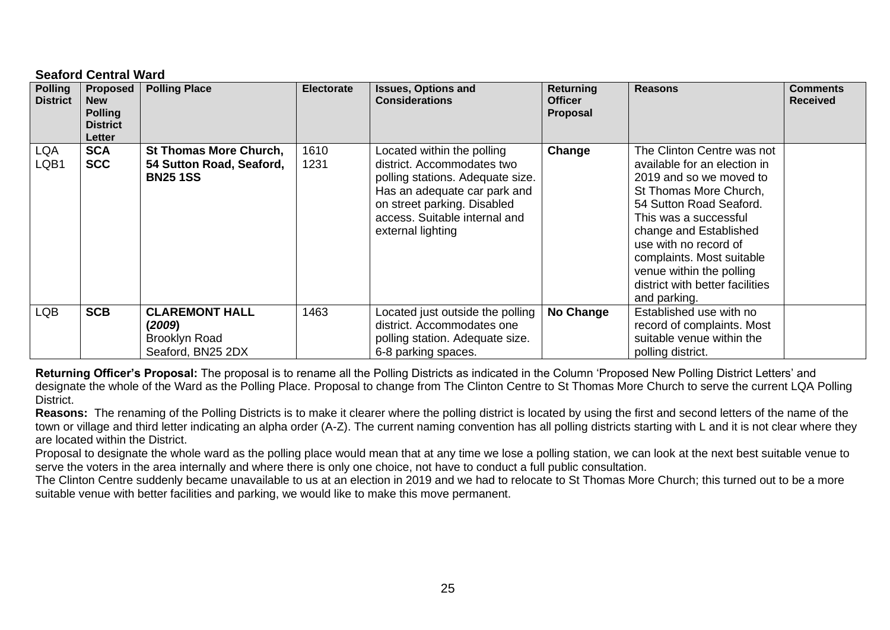**Seaford Central Ward**

| Polling District | Proposed New Polling District Letter | Polling Place | Electorate | Issues, Options and Considerations | Returning Officer Proposal | Reasons | Comments Received |
|---|---|---|---|---|---|---|---|
| LQA<br>LQB1 | **SCA**<br>**SCC** | **St Thomas More Church, 54 Sutton Road, Seaford, BN25 1SS** | 1610<br>1231 | Located within the polling district. Accommodates two polling stations. Adequate size. Has an adequate car park and on street parking. Disabled access. Suitable internal and external lighting | **Change** | The Clinton Centre was not available for an election in 2019 and so we moved to St Thomas More Church, 54 Sutton Road Seaford. This was a successful change and Established use with no record of complaints. Most suitable venue within the polling district with better facilities and parking. | |
| LQB | **SCB** | **CLAREMONT HALL (*2009*)**<br>Brooklyn Road<br>Seaford, BN25 2DX | 1463 | Located just outside the polling district. Accommodates one polling station. Adequate size. 6-8 parking spaces. | **No Change** | Established use with no record of complaints. Most suitable venue within the polling district. | |

**Returning Officer's Proposal:** The proposal is to rename all the Polling Districts as indicated in the Column 'Proposed New Polling District Letters' and designate the whole of the Ward as the Polling Place. Proposal to change from The Clinton Centre to St Thomas More Church to serve the current LQA Polling District.

**Reasons:** The renaming of the Polling Districts is to make it clearer where the polling district is located by using the first and second letters of the name of the town or village and third letter indicating an alpha order (A-Z). The current naming convention has all polling districts starting with L and it is not clear where they are located within the District.

Proposal to designate the whole ward as the polling place would mean that at any time we lose a polling station, we can look at the next best suitable venue to serve the voters in the area internally and where there is only one choice, not have to conduct a full public consultation.

The Clinton Centre suddenly became unavailable to us at an election in 2019 and we had to relocate to St Thomas More Church; this turned out to be a more suitable venue with better facilities and parking, we would like to make this move permanent.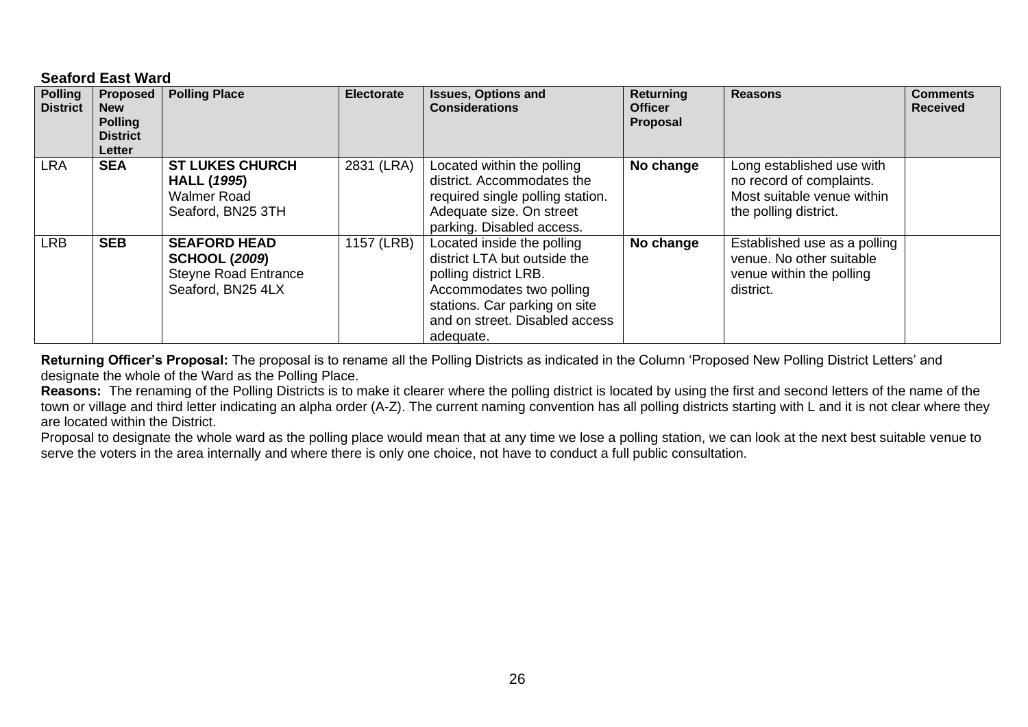### Seaford East Ward

| Polling District | Proposed New Polling District Letter | Polling Place | Electorate | Issues, Options and Considerations | Returning Officer Proposal | Reasons | Comments Received |
|---|---|---|---|---|---|---|---|
| LRA | **SEA** | **ST LUKES CHURCH HALL (*1995*)** Walmer Road Seaford, BN25 3TH | 2831 (LRA) | Located within the polling district. Accommodates the required single polling station. Adequate size. On street parking. Disabled access. | **No change** | Long established use with no record of complaints. Most suitable venue within the polling district. | |
| LRB | **SEB** | **SEAFORD HEAD SCHOOL (*2009*)** Steyne Road Entrance Seaford, BN25 4LX | 1157 (LRB) | Located inside the polling district LTA but outside the polling district LRB. Accommodates two polling stations. Car parking on site and on street. Disabled access adequate. | **No change** | Established use as a polling venue. No other suitable venue within the polling district. | |

**Returning Officer's Proposal:** The proposal is to rename all the Polling Districts as indicated in the Column 'Proposed New Polling District Letters' and designate the whole of the Ward as the Polling Place.

**Reasons:** The renaming of the Polling Districts is to make it clearer where the polling district is located by using the first and second letters of the name of the town or village and third letter indicating an alpha order (A-Z). The current naming convention has all polling districts starting with L and it is not clear where they are located within the District.

Proposal to designate the whole ward as the polling place would mean that at any time we lose a polling station, we can look at the next best suitable venue to serve the voters in the area internally and where there is only one choice, not have to conduct a full public consultation.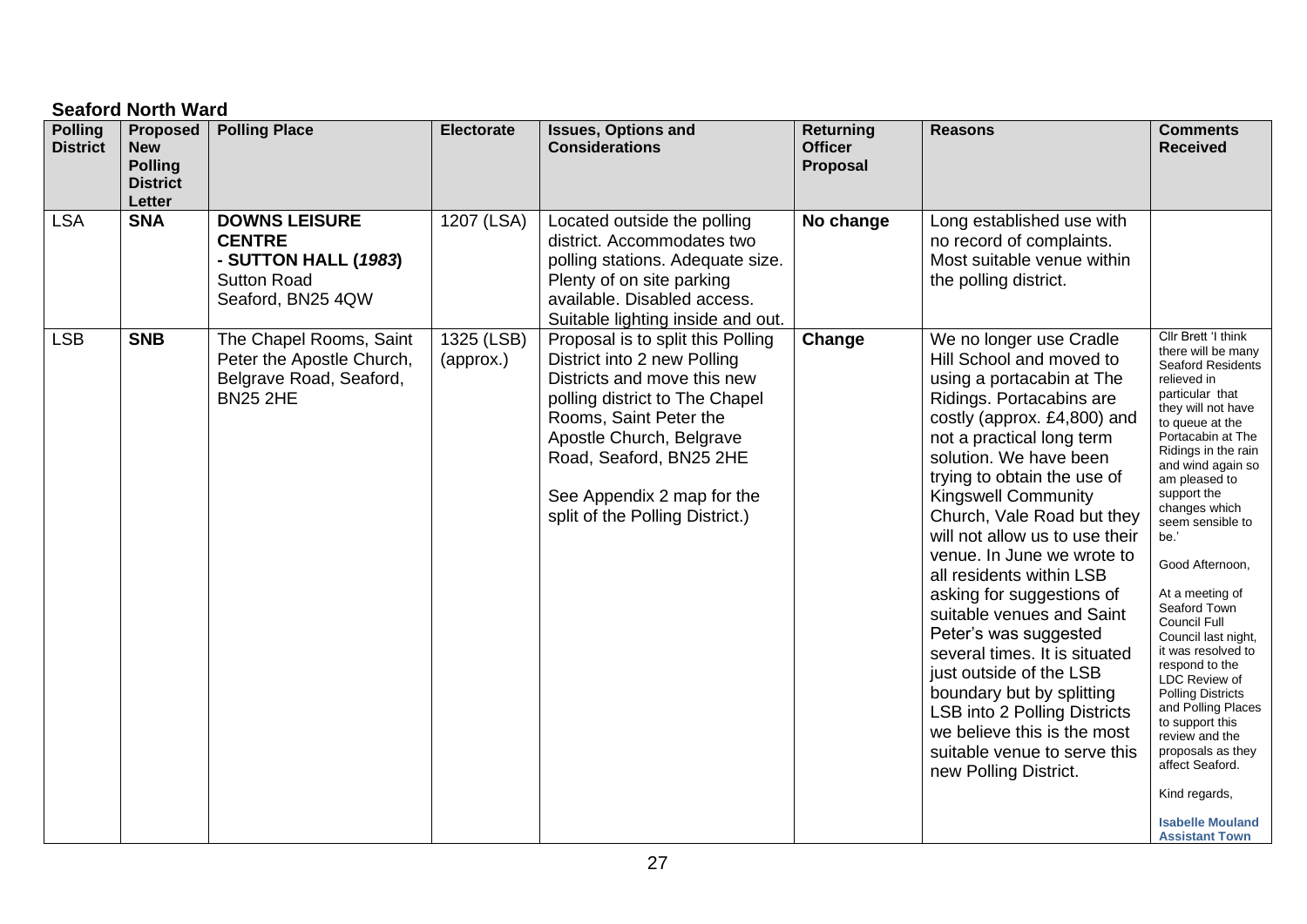## Seaford North Ward

| Polling District | Proposed New Polling District Letter | Polling Place | Electorate | Issues, Options and Considerations | Returning Officer Proposal | Reasons | Comments Received |
|---|---|---|---|---|---|---|---|
| LSA | **SNA** | **DOWNS LEISURE CENTRE - SUTTON HALL (*1983*)** Sutton Road Seaford, BN25 4QW | 1207 (LSA) | Located outside the polling district. Accommodates two polling stations. Adequate size. Plenty of on site parking available. Disabled access. Suitable lighting inside and out. | **No change** | Long established use with no record of complaints. Most suitable venue within the polling district. | |
| LSB | **SNB** | The Chapel Rooms, Saint Peter the Apostle Church, Belgrave Road, Seaford, BN25 2HE | 1325 (LSB) (approx.) | Proposal is to split this Polling District into 2 new Polling Districts and move this new polling district to The Chapel Rooms, Saint Peter the Apostle Church, Belgrave Road, Seaford, BN25 2HE<br><br>See Appendix 2 map for the split of the Polling District.) | **Change** | We no longer use Cradle Hill School and moved to using a portacabin at The Ridings. Portacabins are costly (approx. £4,800) and not a practical long term solution. We have been trying to obtain the use of Kingswell Community Church, Vale Road but they will not allow us to use their venue. In June we wrote to all residents within LSB asking for suggestions of suitable venues and Saint Peter's was suggested several times. It is situated just outside of the LSB boundary but by splitting LSB into 2 Polling Districts we believe this is the most suitable venue to serve this new Polling District. | Cllr Brett 'I think there will be many Seaford Residents relieved in particular that they will not have to queue at the Portacabin at The Ridings in the rain and wind again so am pleased to support the changes which seem sensible to be.'<br><br>Good Afternoon,<br><br>At a meeting of Seaford Town Council Full Council last night, it was resolved to respond to the LDC Review of Polling Districts and Polling Places to support this review and the proposals as they affect Seaford.<br><br>Kind regards,<br><br>**Isabelle Mouland Assistant Town** |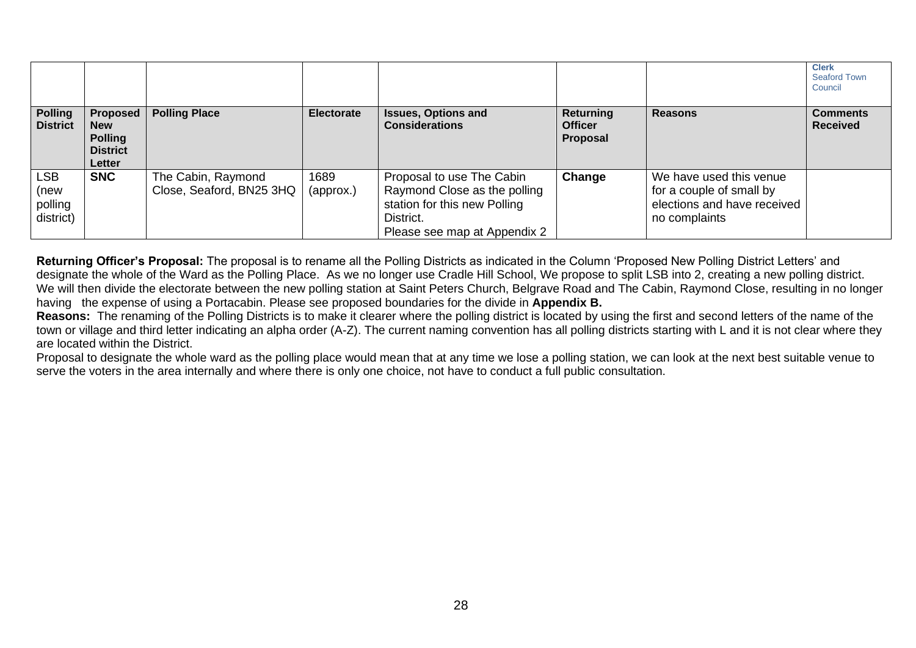| | | | | | | | Clerk Seaford Town Council |
|---|---|---|---|---|---|---|---|
| **Polling District** | **Proposed New Polling District Letter** | **Polling Place** | **Electorate** | **Issues, Options and Considerations** | **Returning Officer Proposal** | **Reasons** | **Comments Received** |
| LSB (new polling district) | **SNC** | The Cabin, Raymond Close, Seaford, BN25 3HQ | 1689 (approx.) | Proposal to use The Cabin Raymond Close as the polling station for this new Polling District. Please see map at Appendix 2 | **Change** | We have used this venue for a couple of small by elections and have received no complaints | |

**Returning Officer's Proposal:** The proposal is to rename all the Polling Districts as indicated in the Column 'Proposed New Polling District Letters' and designate the whole of the Ward as the Polling Place. As we no longer use Cradle Hill School, We propose to split LSB into 2, creating a new polling district. We will then divide the electorate between the new polling station at Saint Peters Church, Belgrave Road and The Cabin, Raymond Close, resulting in no longer having the expense of using a Portacabin. Please see proposed boundaries for the divide in **Appendix B.**

**Reasons:** The renaming of the Polling Districts is to make it clearer where the polling district is located by using the first and second letters of the name of the town or village and third letter indicating an alpha order (A-Z). The current naming convention has all polling districts starting with L and it is not clear where they are located within the District.

Proposal to designate the whole ward as the polling place would mean that at any time we lose a polling station, we can look at the next best suitable venue to serve the voters in the area internally and where there is only one choice, not have to conduct a full public consultation.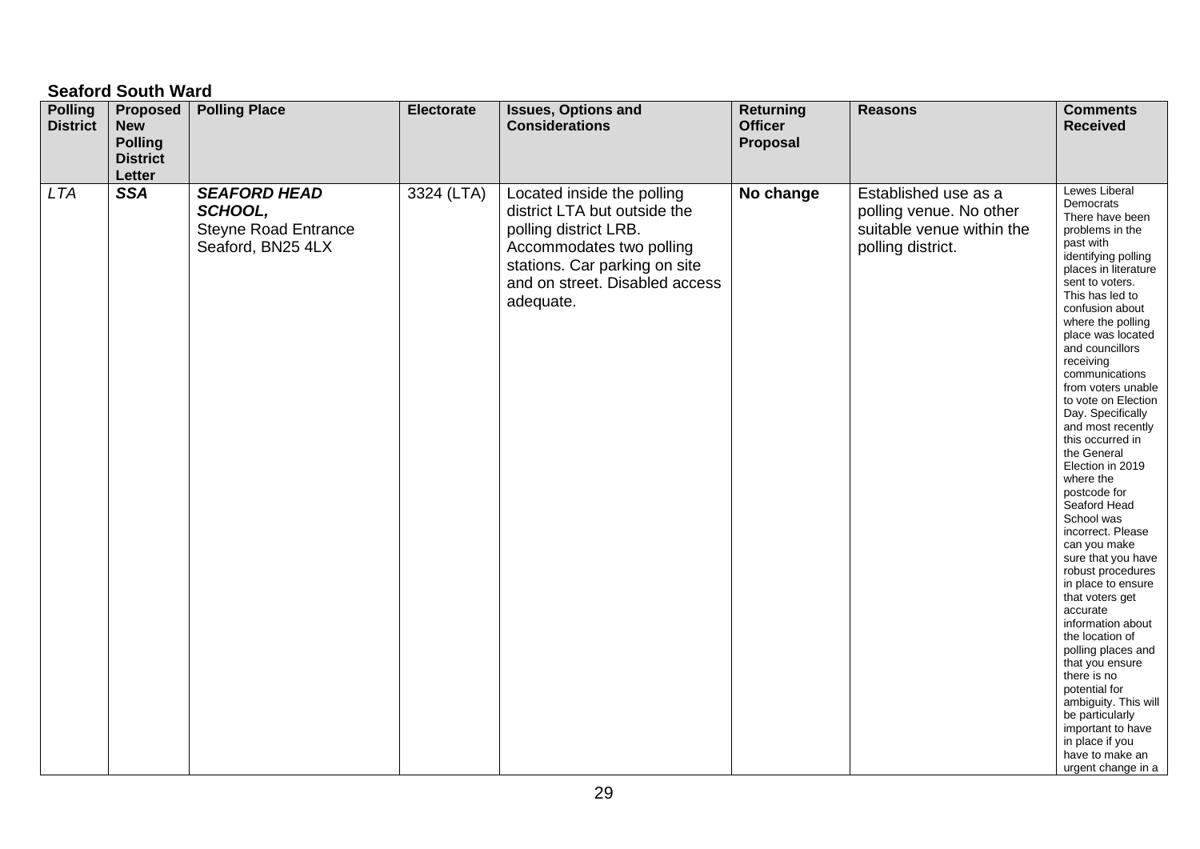**Seaford South Ward**

| Polling District | Proposed New Polling District Letter | Polling Place | Electorate | Issues, Options and Considerations | Returning Officer Proposal | Reasons | Comments Received |
|---|---|---|---|---|---|---|---|
| *LTA* | ***SSA*** | ***SEAFORD HEAD SCHOOL,*** Steyne Road Entrance Seaford, BN25 4LX | 3324 (LTA) | Located inside the polling district LTA but outside the polling district LRB. Accommodates two polling stations. Car parking on site and on street. Disabled access adequate. | **No change** | Established use as a polling venue. No other suitable venue within the polling district. | Lewes Liberal Democrats There have been problems in the past with identifying polling places in literature sent to voters. This has led to confusion about where the polling place was located and councillors receiving communications from voters unable to vote on Election Day. Specifically and most recently this occurred in the General Election in 2019 where the postcode for Seaford Head School was incorrect. Please can you make sure that you have robust procedures in place to ensure that voters get accurate information about the location of polling places and that you ensure there is no potential for ambiguity. This will be particularly important to have in place if you have to make an urgent change in a |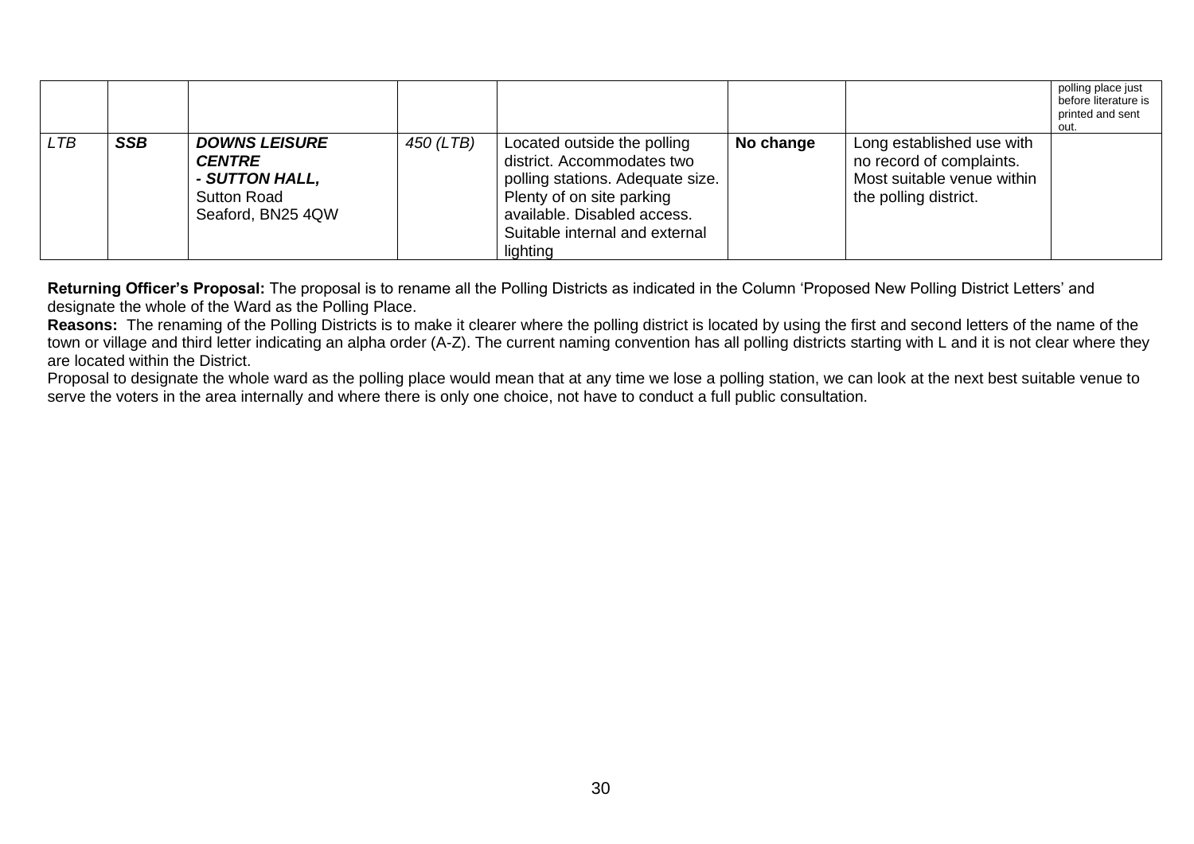|  |  |  |  |  |  |  |  |
|---|---|---|---|---|---|---|---|
|  |  |  |  |  |  |  | polling place just before literature is printed and sent out. |
| *LTB* | ***SSB*** | ***DOWNS LEISURE CENTRE - SUTTON HALL,*** Sutton Road Seaford, BN25 4QW | *450 (LTB)* | Located outside the polling district. Accommodates two polling stations. Adequate size. Plenty of on site parking available. Disabled access. Suitable internal and external lighting | **No change** | Long established use with no record of complaints. Most suitable venue within the polling district. |  |

**Returning Officer's Proposal:** The proposal is to rename all the Polling Districts as indicated in the Column 'Proposed New Polling District Letters' and designate the whole of the Ward as the Polling Place.

**Reasons:** The renaming of the Polling Districts is to make it clearer where the polling district is located by using the first and second letters of the name of the town or village and third letter indicating an alpha order (A-Z). The current naming convention has all polling districts starting with L and it is not clear where they are located within the District.

Proposal to designate the whole ward as the polling place would mean that at any time we lose a polling station, we can look at the next best suitable venue to serve the voters in the area internally and where there is only one choice, not have to conduct a full public consultation.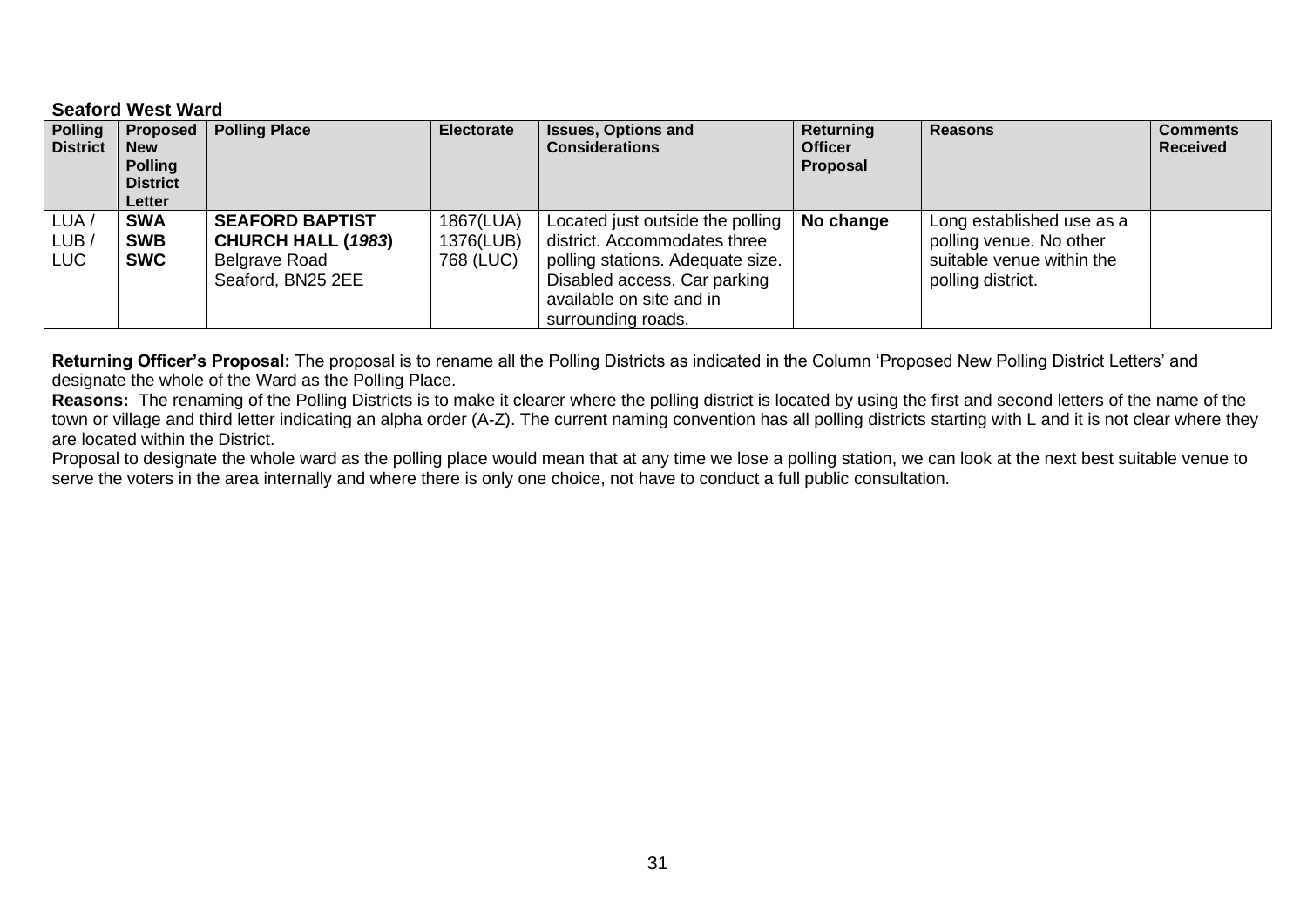### Seaford West Ward

| Polling District | Proposed New Polling District Letter | Polling Place | Electorate | Issues, Options and Considerations | Returning Officer Proposal | Reasons | Comments Received |
|---|---|---|---|---|---|---|---|
| LUA / LUB / LUC | **SWA SWB SWC** | **SEAFORD BAPTIST CHURCH HALL (*1983*)** Belgrave Road Seaford, BN25 2EE | 1867(LUA) 1376(LUB) 768 (LUC) | Located just outside the polling district. Accommodates three polling stations. Adequate size. Disabled access. Car parking available on site and in surrounding roads. | **No change** | Long established use as a polling venue. No other suitable venue within the polling district. | |

**Returning Officer's Proposal:** The proposal is to rename all the Polling Districts as indicated in the Column 'Proposed New Polling District Letters' and designate the whole of the Ward as the Polling Place.

**Reasons:** The renaming of the Polling Districts is to make it clearer where the polling district is located by using the first and second letters of the name of the town or village and third letter indicating an alpha order (A-Z). The current naming convention has all polling districts starting with L and it is not clear where they are located within the District.

Proposal to designate the whole ward as the polling place would mean that at any time we lose a polling station, we can look at the next best suitable venue to serve the voters in the area internally and where there is only one choice, not have to conduct a full public consultation.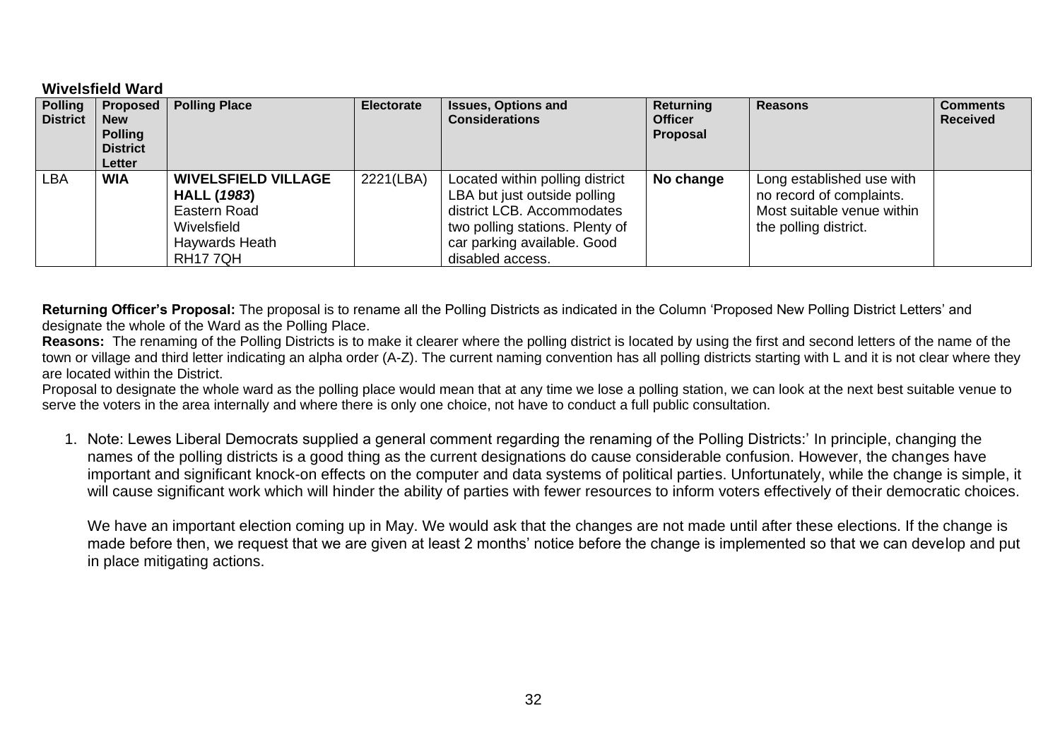**Wivelsfield Ward**

| Polling District | Proposed New Polling District Letter | Polling Place | Electorate | Issues, Options and Considerations | Returning Officer Proposal | Reasons | Comments Received |
|---|---|---|---|---|---|---|---|
| LBA | **WIA** | **WIVELSFIELD VILLAGE HALL (*1983*)** Eastern Road Wivelsfield Haywards Heath RH17 7QH | 2221(LBA) | Located within polling district LBA but just outside polling district LCB. Accommodates two polling stations. Plenty of car parking available. Good disabled access. | **No change** | Long established use with no record of complaints. Most suitable venue within the polling district. | |

**Returning Officer's Proposal:** The proposal is to rename all the Polling Districts as indicated in the Column 'Proposed New Polling District Letters' and designate the whole of the Ward as the Polling Place.

**Reasons:** The renaming of the Polling Districts is to make it clearer where the polling district is located by using the first and second letters of the name of the town or village and third letter indicating an alpha order (A-Z). The current naming convention has all polling districts starting with L and it is not clear where they are located within the District.

Proposal to designate the whole ward as the polling place would mean that at any time we lose a polling station, we can look at the next best suitable venue to serve the voters in the area internally and where there is only one choice, not have to conduct a full public consultation.

1. Note: Lewes Liberal Democrats supplied a general comment regarding the renaming of the Polling Districts:' In principle, changing the names of the polling districts is a good thing as the current designations do cause considerable confusion. However, the changes have important and significant knock-on effects on the computer and data systems of political parties. Unfortunately, while the change is simple, it will cause significant work which will hinder the ability of parties with fewer resources to inform voters effectively of their democratic choices.

   We have an important election coming up in May. We would ask that the changes are not made until after these elections. If the change is made before then, we request that we are given at least 2 months' notice before the change is implemented so that we can develop and put in place mitigating actions.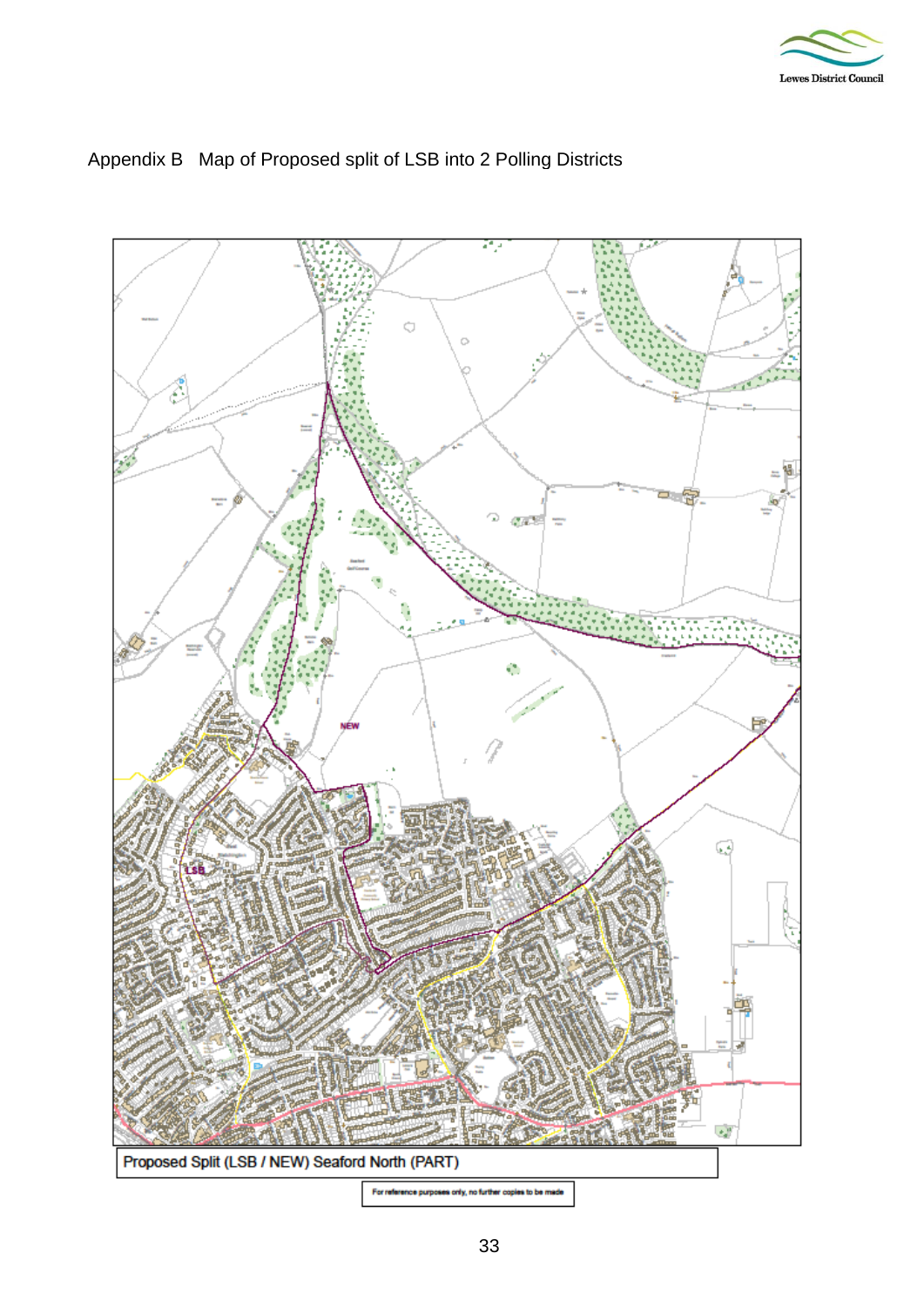Lewes District Council

Appendix B Map of Proposed split of LSB into 2 Polling Districts

NEW

LSB

Proposed Split (LSB / NEW) Seaford North (PART)

For reference purposes only, no further copies to be made